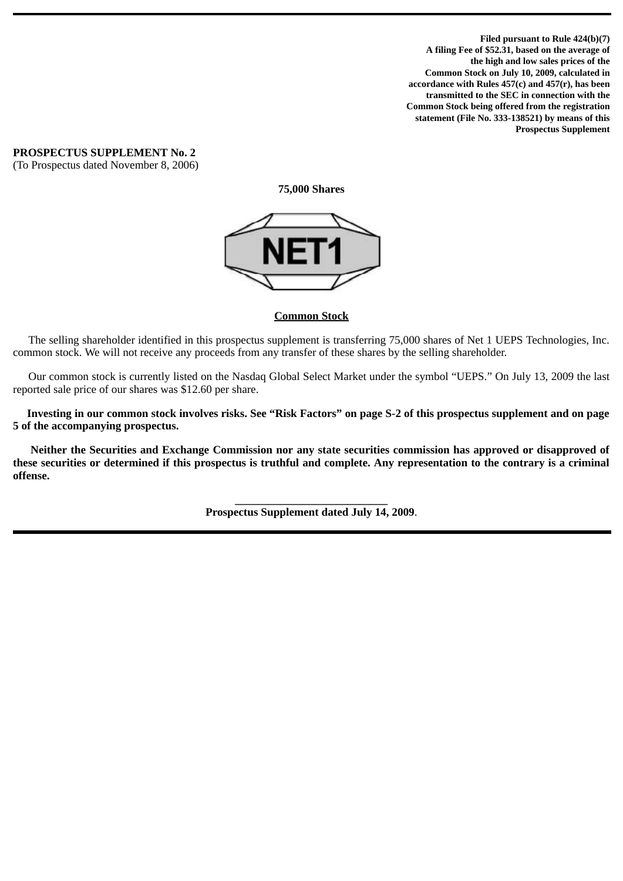**Filed pursuant to Rule 424(b)(7)**
**A filing Fee of $52.31, based on the average of the high and low sales prices of the Common Stock on July 10, 2009, calculated in accordance with Rules 457(c) and 457(r), has been transmitted to the SEC in connection with the Common Stock being offered from the registration statement (File No. 333-138521) by means of this Prospectus Supplement**

**PROSPECTUS SUPPLEMENT No. 2**
(To Prospectus dated November 8, 2006)

**75,000 Shares**

NET1

**Common Stock**

The selling shareholder identified in this prospectus supplement is transferring 75,000 shares of Net 1 UEPS Technologies, Inc. common stock. We will not receive any proceeds from any transfer of these shares by the selling shareholder.

Our common stock is currently listed on the Nasdaq Global Select Market under the symbol "UEPS." On July 13, 2009 the last reported sale price of our shares was $12.60 per share.

**Investing in our common stock involves risks. See "Risk Factors" on page S-2 of this prospectus supplement and on page 5 of the accompanying prospectus.**

**Neither the Securities and Exchange Commission nor any state securities commission has approved or disapproved of these securities or determined if this prospectus is truthful and complete. Any representation to the contrary is a criminal offense.**

**Prospectus Supplement dated July 14, 2009**.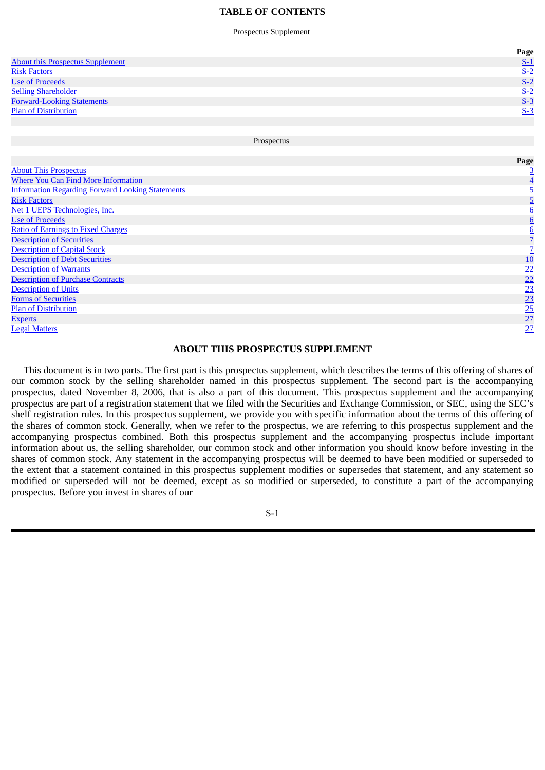# TABLE OF CONTENTS

Prospectus Supplement

| | Page |
|---|---|
| About this Prospectus Supplement | S-1 |
| Risk Factors | S-2 |
| Use of Proceeds | S-2 |
| Selling Shareholder | S-2 |
| Forward-Looking Statements | S-3 |
| Plan of Distribution | S-3 |

Prospectus

| | Page |
|---|---|
| About This Prospectus | 3 |
| Where You Can Find More Information | 4 |
| Information Regarding Forward Looking Statements | 5 |
| Risk Factors | 5 |
| Net 1 UEPS Technologies, Inc. | 6 |
| Use of Proceeds | 6 |
| Ratio of Earnings to Fixed Charges | 6 |
| Description of Securities | 7 |
| Description of Capital Stock | 7 |
| Description of Debt Securities | 10 |
| Description of Warrants | 22 |
| Description of Purchase Contracts | 22 |
| Description of Units | 23 |
| Forms of Securities | 23 |
| Plan of Distribution | 25 |
| Experts | 27 |
| Legal Matters | 27 |

## ABOUT THIS PROSPECTUS SUPPLEMENT

This document is in two parts. The first part is this prospectus supplement, which describes the terms of this offering of shares of our common stock by the selling shareholder named in this prospectus supplement. The second part is the accompanying prospectus, dated November 8, 2006, that is also a part of this document. This prospectus supplement and the accompanying prospectus are part of a registration statement that we filed with the Securities and Exchange Commission, or SEC, using the SEC's shelf registration rules. In this prospectus supplement, we provide you with specific information about the terms of this offering of the shares of common stock. Generally, when we refer to the prospectus, we are referring to this prospectus supplement and the accompanying prospectus combined. Both this prospectus supplement and the accompanying prospectus include important information about us, the selling shareholder, our common stock and other information you should know before investing in the shares of common stock. Any statement in the accompanying prospectus will be deemed to have been modified or superseded to the extent that a statement contained in this prospectus supplement modifies or supersedes that statement, and any statement so modified or superseded will not be deemed, except as so modified or superseded, to constitute a part of the accompanying prospectus. Before you invest in shares of our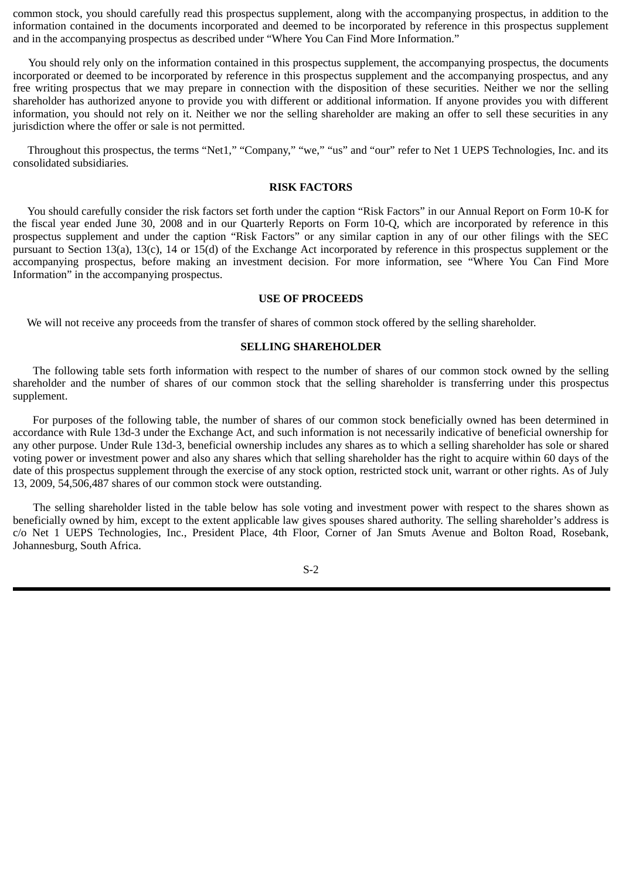common stock, you should carefully read this prospectus supplement, along with the accompanying prospectus, in addition to the information contained in the documents incorporated and deemed to be incorporated by reference in this prospectus supplement and in the accompanying prospectus as described under "Where You Can Find More Information."

You should rely only on the information contained in this prospectus supplement, the accompanying prospectus, the documents incorporated or deemed to be incorporated by reference in this prospectus supplement and the accompanying prospectus, and any free writing prospectus that we may prepare in connection with the disposition of these securities. Neither we nor the selling shareholder has authorized anyone to provide you with different or additional information. If anyone provides you with different information, you should not rely on it. Neither we nor the selling shareholder are making an offer to sell these securities in any jurisdiction where the offer or sale is not permitted.

Throughout this prospectus, the terms "Net1," "Company," "we," "us" and "our" refer to Net 1 UEPS Technologies, Inc. and its consolidated subsidiaries.

## RISK FACTORS

You should carefully consider the risk factors set forth under the caption "Risk Factors" in our Annual Report on Form 10-K for the fiscal year ended June 30, 2008 and in our Quarterly Reports on Form 10-Q, which are incorporated by reference in this prospectus supplement and under the caption "Risk Factors" or any similar caption in any of our other filings with the SEC pursuant to Section 13(a), 13(c), 14 or 15(d) of the Exchange Act incorporated by reference in this prospectus supplement or the accompanying prospectus, before making an investment decision. For more information, see "Where You Can Find More Information" in the accompanying prospectus.

## USE OF PROCEEDS

We will not receive any proceeds from the transfer of shares of common stock offered by the selling shareholder.

## SELLING SHAREHOLDER

The following table sets forth information with respect to the number of shares of our common stock owned by the selling shareholder and the number of shares of our common stock that the selling shareholder is transferring under this prospectus supplement.

For purposes of the following table, the number of shares of our common stock beneficially owned has been determined in accordance with Rule 13d-3 under the Exchange Act, and such information is not necessarily indicative of beneficial ownership for any other purpose. Under Rule 13d-3, beneficial ownership includes any shares as to which a selling shareholder has sole or shared voting power or investment power and also any shares which that selling shareholder has the right to acquire within 60 days of the date of this prospectus supplement through the exercise of any stock option, restricted stock unit, warrant or other rights. As of July 13, 2009, 54,506,487 shares of our common stock were outstanding.

The selling shareholder listed in the table below has sole voting and investment power with respect to the shares shown as beneficially owned by him, except to the extent applicable law gives spouses shared authority. The selling shareholder's address is c/o Net 1 UEPS Technologies, Inc., President Place, 4th Floor, Corner of Jan Smuts Avenue and Bolton Road, Rosebank, Johannesburg, South Africa.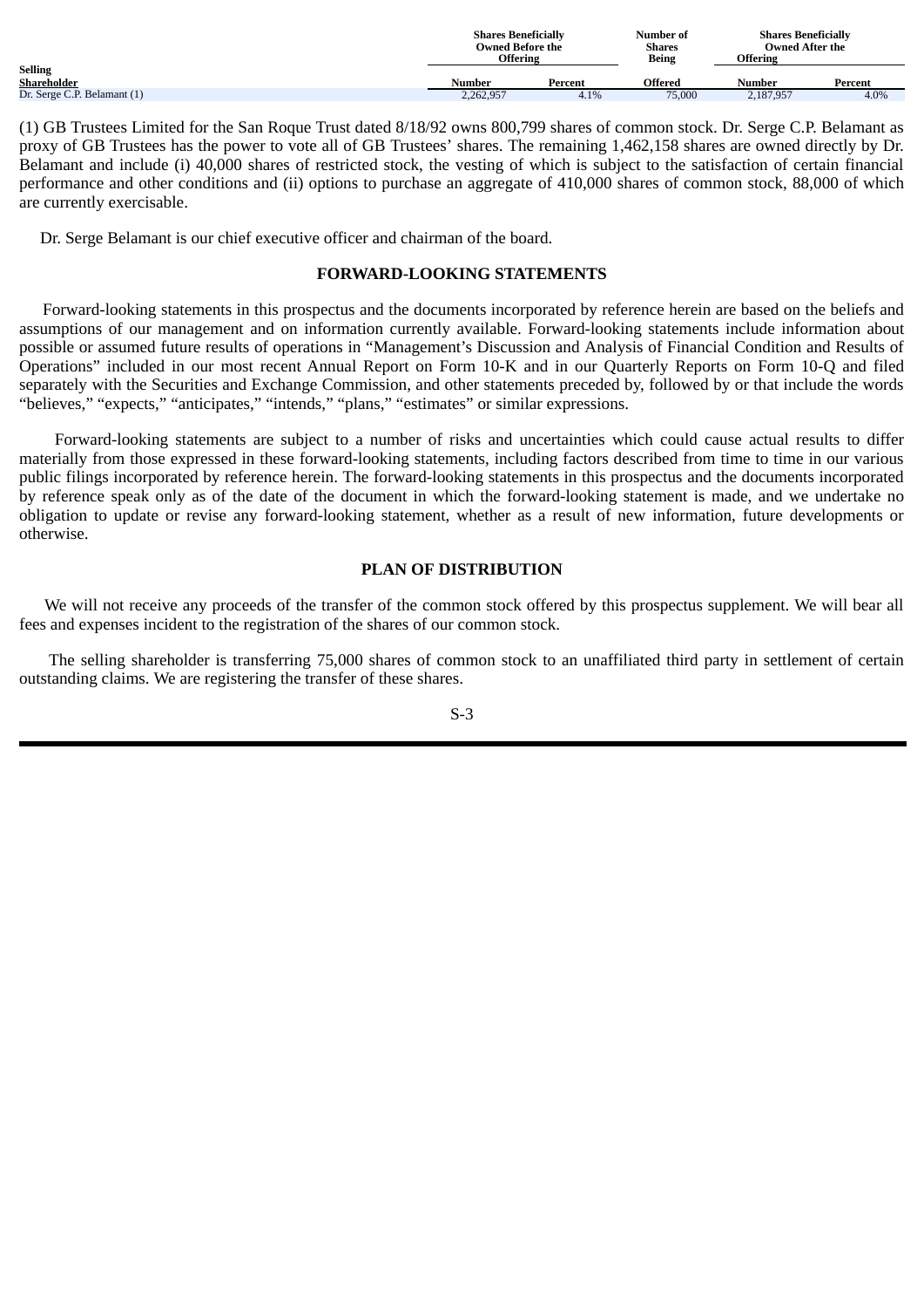| Selling Shareholder | Shares Beneficially Owned Before the Offering | | Number of Shares Being Offered | Shares Beneficially Owned After the Offering | |
|---|---|---|---|---|---|
| | Number | Percent | | Number | Percent |
| Dr. Serge C.P. Belamant (1) | 2,262,957 | 4.1% | 75,000 | 2,187,957 | 4.0% |

(1) GB Trustees Limited for the San Roque Trust dated 8/18/92 owns 800,799 shares of common stock. Dr. Serge C.P. Belamant as proxy of GB Trustees has the power to vote all of GB Trustees' shares. The remaining 1,462,158 shares are owned directly by Dr. Belamant and include (i) 40,000 shares of restricted stock, the vesting of which is subject to the satisfaction of certain financial performance and other conditions and (ii) options to purchase an aggregate of 410,000 shares of common stock, 88,000 of which are currently exercisable.

Dr. Serge Belamant is our chief executive officer and chairman of the board.

## FORWARD-LOOKING STATEMENTS

Forward-looking statements in this prospectus and the documents incorporated by reference herein are based on the beliefs and assumptions of our management and on information currently available. Forward-looking statements include information about possible or assumed future results of operations in "Management's Discussion and Analysis of Financial Condition and Results of Operations" included in our most recent Annual Report on Form 10-K and in our Quarterly Reports on Form 10-Q and filed separately with the Securities and Exchange Commission, and other statements preceded by, followed by or that include the words "believes," "expects," "anticipates," "intends," "plans," "estimates" or similar expressions.

Forward-looking statements are subject to a number of risks and uncertainties which could cause actual results to differ materially from those expressed in these forward-looking statements, including factors described from time to time in our various public filings incorporated by reference herein. The forward-looking statements in this prospectus and the documents incorporated by reference speak only as of the date of the document in which the forward-looking statement is made, and we undertake no obligation to update or revise any forward-looking statement, whether as a result of new information, future developments or otherwise.

## PLAN OF DISTRIBUTION

We will not receive any proceeds of the transfer of the common stock offered by this prospectus supplement. We will bear all fees and expenses incident to the registration of the shares of our common stock.

The selling shareholder is transferring 75,000 shares of common stock to an unaffiliated third party in settlement of certain outstanding claims. We are registering the transfer of these shares.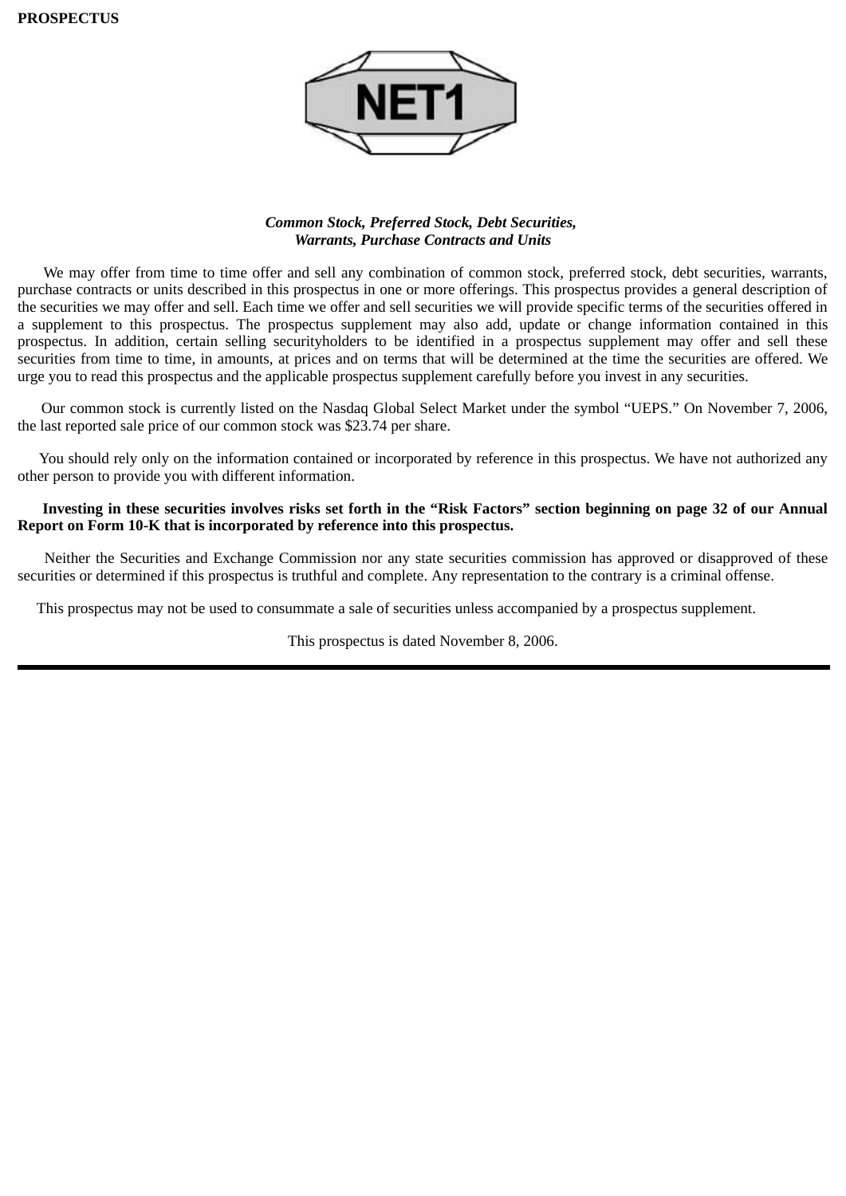**PROSPECTUS**

NET1

***Common Stock, Preferred Stock, Debt Securities, Warrants, Purchase Contracts and Units***

We may offer from time to time offer and sell any combination of common stock, preferred stock, debt securities, warrants, purchase contracts or units described in this prospectus in one or more offerings. This prospectus provides a general description of the securities we may offer and sell. Each time we offer and sell securities we will provide specific terms of the securities offered in a supplement to this prospectus. The prospectus supplement may also add, update or change information contained in this prospectus. In addition, certain selling securityholders to be identified in a prospectus supplement may offer and sell these securities from time to time, in amounts, at prices and on terms that will be determined at the time the securities are offered. We urge you to read this prospectus and the applicable prospectus supplement carefully before you invest in any securities.

Our common stock is currently listed on the Nasdaq Global Select Market under the symbol "UEPS." On November 7, 2006, the last reported sale price of our common stock was $23.74 per share.

You should rely only on the information contained or incorporated by reference in this prospectus. We have not authorized any other person to provide you with different information.

**Investing in these securities involves risks set forth in the "Risk Factors" section beginning on page 32 of our Annual Report on Form 10-K that is incorporated by reference into this prospectus.**

Neither the Securities and Exchange Commission nor any state securities commission has approved or disapproved of these securities or determined if this prospectus is truthful and complete. Any representation to the contrary is a criminal offense.

This prospectus may not be used to consummate a sale of securities unless accompanied by a prospectus supplement.

This prospectus is dated November 8, 2006.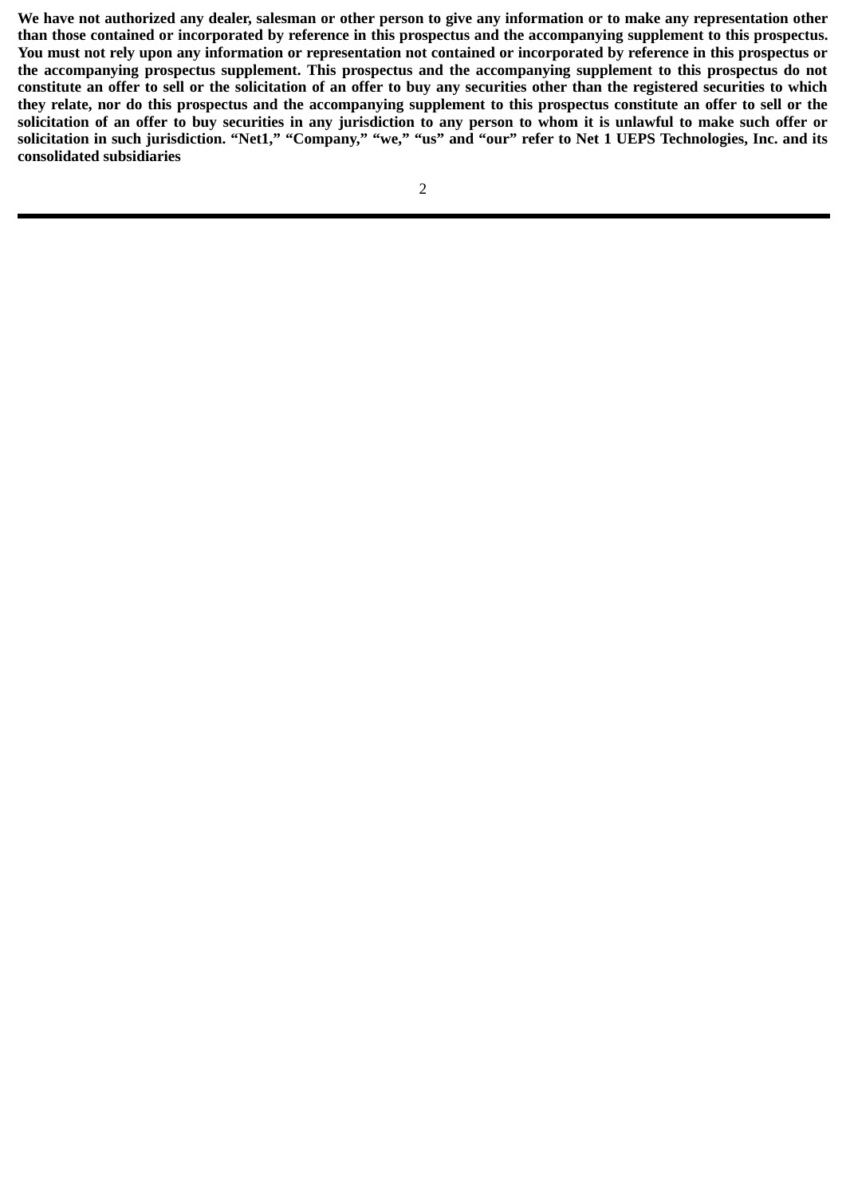**We have not authorized any dealer, salesman or other person to give any information or to make any representation other than those contained or incorporated by reference in this prospectus and the accompanying supplement to this prospectus. You must not rely upon any information or representation not contained or incorporated by reference in this prospectus or the accompanying prospectus supplement. This prospectus and the accompanying supplement to this prospectus do not constitute an offer to sell or the solicitation of an offer to buy any securities other than the registered securities to which they relate, nor do this prospectus and the accompanying supplement to this prospectus constitute an offer to sell or the solicitation of an offer to buy securities in any jurisdiction to any person to whom it is unlawful to make such offer or solicitation in such jurisdiction. “Net1,” “Company,” “we,” “us” and “our” refer to Net 1 UEPS Technologies, Inc. and its consolidated subsidiaries**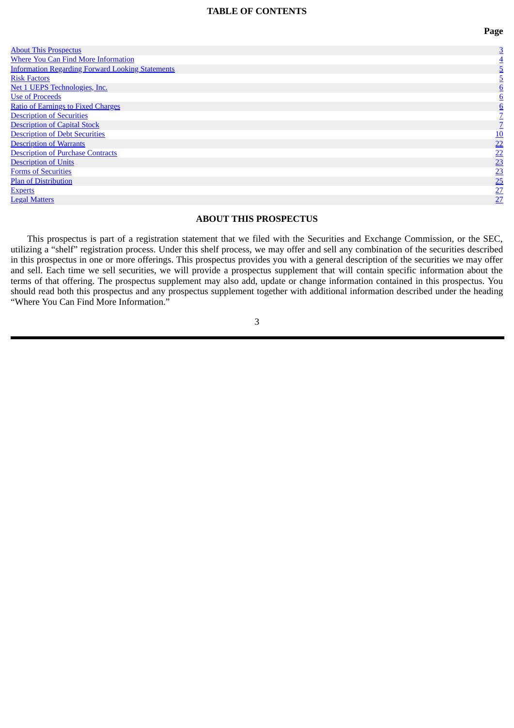## TABLE OF CONTENTS

| | Page |
|---|---|
| About This Prospectus | 3 |
| Where You Can Find More Information | 4 |
| Information Regarding Forward Looking Statements | 5 |
| Risk Factors | 5 |
| Net 1 UEPS Technologies, Inc. | 6 |
| Use of Proceeds | 6 |
| Ratio of Earnings to Fixed Charges | 6 |
| Description of Securities | 7 |
| Description of Capital Stock | 7 |
| Description of Debt Securities | 10 |
| Description of Warrants | 22 |
| Description of Purchase Contracts | 22 |
| Description of Units | 23 |
| Forms of Securities | 23 |
| Plan of Distribution | 25 |
| Experts | 27 |
| Legal Matters | 27 |

## ABOUT THIS PROSPECTUS

This prospectus is part of a registration statement that we filed with the Securities and Exchange Commission, or the SEC, utilizing a "shelf" registration process. Under this shelf process, we may offer and sell any combination of the securities described in this prospectus in one or more offerings. This prospectus provides you with a general description of the securities we may offer and sell. Each time we sell securities, we will provide a prospectus supplement that will contain specific information about the terms of that offering. The prospectus supplement may also add, update or change information contained in this prospectus. You should read both this prospectus and any prospectus supplement together with additional information described under the heading "Where You Can Find More Information."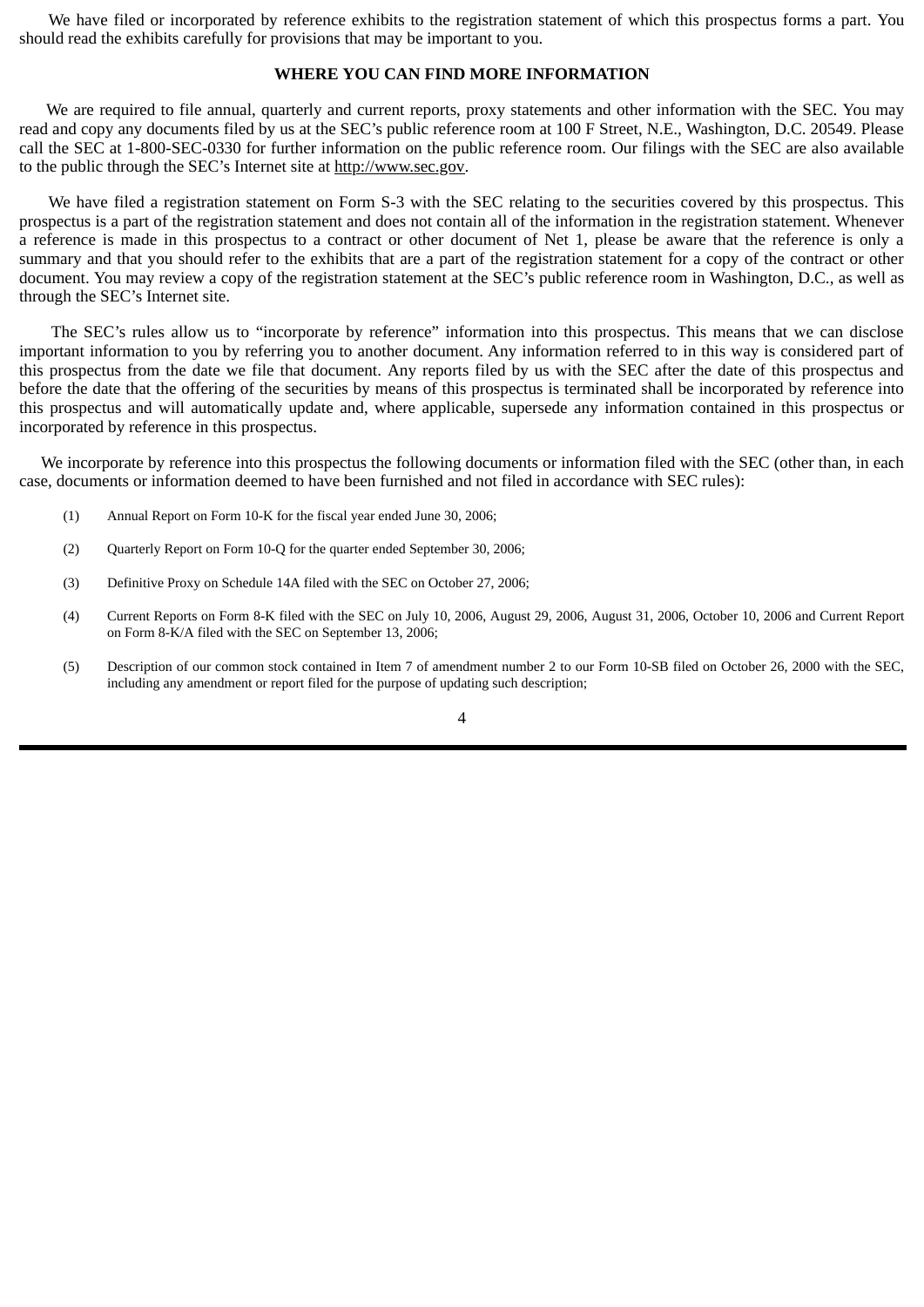We have filed or incorporated by reference exhibits to the registration statement of which this prospectus forms a part. You should read the exhibits carefully for provisions that may be important to you.

## WHERE YOU CAN FIND MORE INFORMATION

We are required to file annual, quarterly and current reports, proxy statements and other information with the SEC. You may read and copy any documents filed by us at the SEC's public reference room at 100 F Street, N.E., Washington, D.C. 20549. Please call the SEC at 1-800-SEC-0330 for further information on the public reference room. Our filings with the SEC are also available to the public through the SEC's Internet site at http://www.sec.gov.

We have filed a registration statement on Form S-3 with the SEC relating to the securities covered by this prospectus. This prospectus is a part of the registration statement and does not contain all of the information in the registration statement. Whenever a reference is made in this prospectus to a contract or other document of Net 1, please be aware that the reference is only a summary and that you should refer to the exhibits that are a part of the registration statement for a copy of the contract or other document. You may review a copy of the registration statement at the SEC's public reference room in Washington, D.C., as well as through the SEC's Internet site.

The SEC's rules allow us to "incorporate by reference" information into this prospectus. This means that we can disclose important information to you by referring you to another document. Any information referred to in this way is considered part of this prospectus from the date we file that document. Any reports filed by us with the SEC after the date of this prospectus and before the date that the offering of the securities by means of this prospectus is terminated shall be incorporated by reference into this prospectus and will automatically update and, where applicable, supersede any information contained in this prospectus or incorporated by reference in this prospectus.

We incorporate by reference into this prospectus the following documents or information filed with the SEC (other than, in each case, documents or information deemed to have been furnished and not filed in accordance with SEC rules):

(1) Annual Report on Form 10-K for the fiscal year ended June 30, 2006;

(2) Quarterly Report on Form 10-Q for the quarter ended September 30, 2006;

(3) Definitive Proxy on Schedule 14A filed with the SEC on October 27, 2006;

(4) Current Reports on Form 8-K filed with the SEC on July 10, 2006, August 29, 2006, August 31, 2006, October 10, 2006 and Current Report on Form 8-K/A filed with the SEC on September 13, 2006;

(5) Description of our common stock contained in Item 7 of amendment number 2 to our Form 10-SB filed on October 26, 2000 with the SEC, including any amendment or report filed for the purpose of updating such description;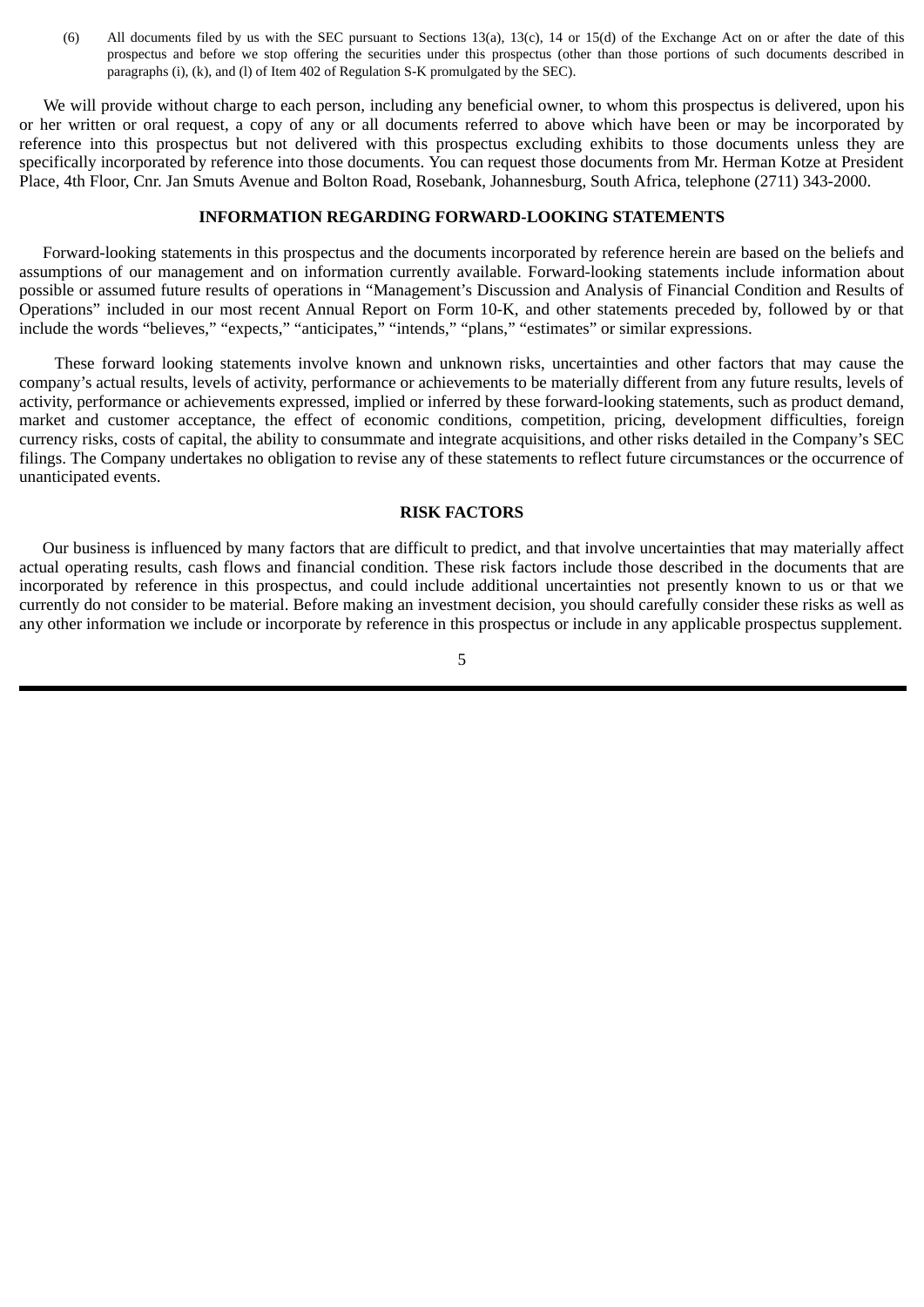(6) All documents filed by us with the SEC pursuant to Sections 13(a), 13(c), 14 or 15(d) of the Exchange Act on or after the date of this prospectus and before we stop offering the securities under this prospectus (other than those portions of such documents described in paragraphs (i), (k), and (l) of Item 402 of Regulation S-K promulgated by the SEC).

We will provide without charge to each person, including any beneficial owner, to whom this prospectus is delivered, upon his or her written or oral request, a copy of any or all documents referred to above which have been or may be incorporated by reference into this prospectus but not delivered with this prospectus excluding exhibits to those documents unless they are specifically incorporated by reference into those documents. You can request those documents from Mr. Herman Kotze at President Place, 4th Floor, Cnr. Jan Smuts Avenue and Bolton Road, Rosebank, Johannesburg, South Africa, telephone (2711) 343-2000.

## INFORMATION REGARDING FORWARD-LOOKING STATEMENTS

Forward-looking statements in this prospectus and the documents incorporated by reference herein are based on the beliefs and assumptions of our management and on information currently available. Forward-looking statements include information about possible or assumed future results of operations in "Management's Discussion and Analysis of Financial Condition and Results of Operations" included in our most recent Annual Report on Form 10-K, and other statements preceded by, followed by or that include the words "believes," "expects," "anticipates," "intends," "plans," "estimates" or similar expressions.

These forward looking statements involve known and unknown risks, uncertainties and other factors that may cause the company's actual results, levels of activity, performance or achievements to be materially different from any future results, levels of activity, performance or achievements expressed, implied or inferred by these forward-looking statements, such as product demand, market and customer acceptance, the effect of economic conditions, competition, pricing, development difficulties, foreign currency risks, costs of capital, the ability to consummate and integrate acquisitions, and other risks detailed in the Company's SEC filings. The Company undertakes no obligation to revise any of these statements to reflect future circumstances or the occurrence of unanticipated events.

## RISK FACTORS

Our business is influenced by many factors that are difficult to predict, and that involve uncertainties that may materially affect actual operating results, cash flows and financial condition. These risk factors include those described in the documents that are incorporated by reference in this prospectus, and could include additional uncertainties not presently known to us or that we currently do not consider to be material. Before making an investment decision, you should carefully consider these risks as well as any other information we include or incorporate by reference in this prospectus or include in any applicable prospectus supplement.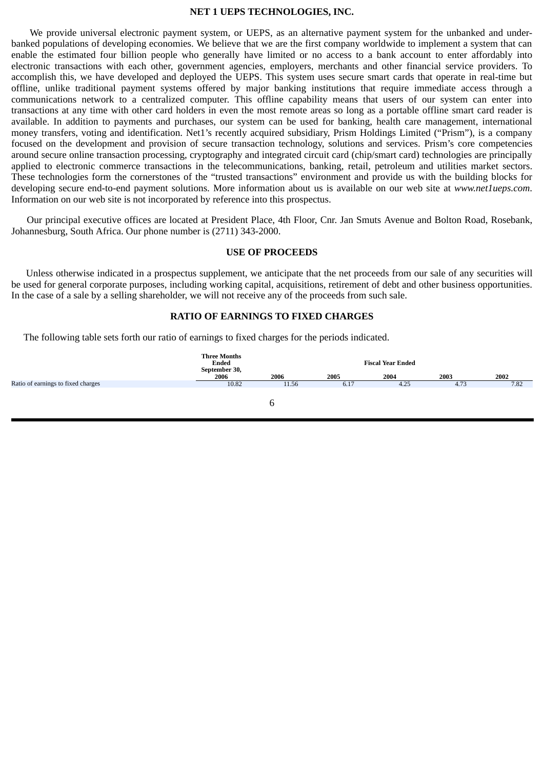## NET 1 UEPS TECHNOLOGIES, INC.

We provide universal electronic payment system, or UEPS, as an alternative payment system for the unbanked and under-banked populations of developing economies. We believe that we are the first company worldwide to implement a system that can enable the estimated four billion people who generally have limited or no access to a bank account to enter affordably into electronic transactions with each other, government agencies, employers, merchants and other financial service providers. To accomplish this, we have developed and deployed the UEPS. This system uses secure smart cards that operate in real-time but offline, unlike traditional payment systems offered by major banking institutions that require immediate access through a communications network to a centralized computer. This offline capability means that users of our system can enter into transactions at any time with other card holders in even the most remote areas so long as a portable offline smart card reader is available. In addition to payments and purchases, our system can be used for banking, health care management, international money transfers, voting and identification. Net1's recently acquired subsidiary, Prism Holdings Limited ("Prism"), is a company focused on the development and provision of secure transaction technology, solutions and services. Prism's core competencies around secure online transaction processing, cryptography and integrated circuit card (chip/smart card) technologies are principally applied to electronic commerce transactions in the telecommunications, banking, retail, petroleum and utilities market sectors. These technologies form the cornerstones of the "trusted transactions" environment and provide us with the building blocks for developing secure end-to-end payment solutions. More information about us is available on our web site at *www.net1ueps.com*. Information on our web site is not incorporated by reference into this prospectus.

Our principal executive offices are located at President Place, 4th Floor, Cnr. Jan Smuts Avenue and Bolton Road, Rosebank, Johannesburg, South Africa. Our phone number is (2711) 343-2000.

## USE OF PROCEEDS

Unless otherwise indicated in a prospectus supplement, we anticipate that the net proceeds from our sale of any securities will be used for general corporate purposes, including working capital, acquisitions, retirement of debt and other business opportunities. In the case of a sale by a selling shareholder, we will not receive any of the proceeds from such sale.

## RATIO OF EARNINGS TO FIXED CHARGES

The following table sets forth our ratio of earnings to fixed charges for the periods indicated.

| | Three Months Ended September 30, | Fiscal Year Ended | | | | |
|---|---|---|---|---|---|---|
| | 2006 | 2006 | 2005 | 2004 | 2003 | 2002 |
| Ratio of earnings to fixed charges | 10.82 | 11.56 | 6.17 | 4.25 | 4.73 | 7.82 |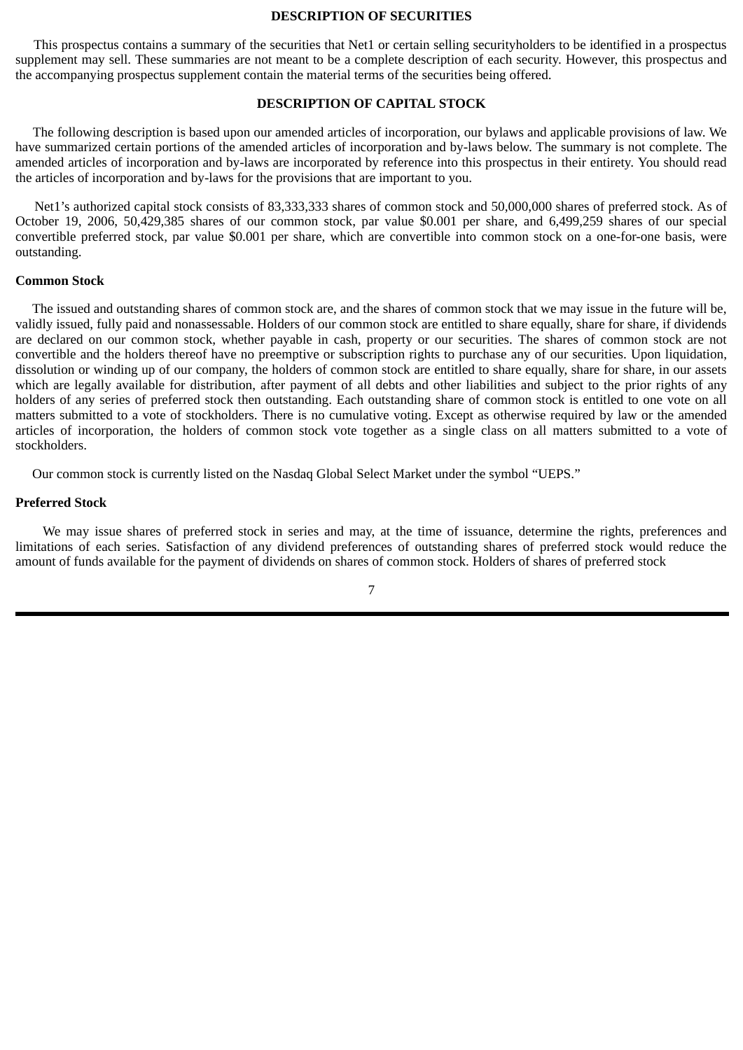## DESCRIPTION OF SECURITIES

This prospectus contains a summary of the securities that Net1 or certain selling securityholders to be identified in a prospectus supplement may sell. These summaries are not meant to be a complete description of each security. However, this prospectus and the accompanying prospectus supplement contain the material terms of the securities being offered.

## DESCRIPTION OF CAPITAL STOCK

The following description is based upon our amended articles of incorporation, our bylaws and applicable provisions of law. We have summarized certain portions of the amended articles of incorporation and by-laws below. The summary is not complete. The amended articles of incorporation and by-laws are incorporated by reference into this prospectus in their entirety. You should read the articles of incorporation and by-laws for the provisions that are important to you.

Net1's authorized capital stock consists of 83,333,333 shares of common stock and 50,000,000 shares of preferred stock. As of October 19, 2006, 50,429,385 shares of our common stock, par value $0.001 per share, and 6,499,259 shares of our special convertible preferred stock, par value $0.001 per share, which are convertible into common stock on a one-for-one basis, were outstanding.

### Common Stock

The issued and outstanding shares of common stock are, and the shares of common stock that we may issue in the future will be, validly issued, fully paid and nonassessable. Holders of our common stock are entitled to share equally, share for share, if dividends are declared on our common stock, whether payable in cash, property or our securities. The shares of common stock are not convertible and the holders thereof have no preemptive or subscription rights to purchase any of our securities. Upon liquidation, dissolution or winding up of our company, the holders of common stock are entitled to share equally, share for share, in our assets which are legally available for distribution, after payment of all debts and other liabilities and subject to the prior rights of any holders of any series of preferred stock then outstanding. Each outstanding share of common stock is entitled to one vote on all matters submitted to a vote of stockholders. There is no cumulative voting. Except as otherwise required by law or the amended articles of incorporation, the holders of common stock vote together as a single class on all matters submitted to a vote of stockholders.

Our common stock is currently listed on the Nasdaq Global Select Market under the symbol "UEPS."

### Preferred Stock

We may issue shares of preferred stock in series and may, at the time of issuance, determine the rights, preferences and limitations of each series. Satisfaction of any dividend preferences of outstanding shares of preferred stock would reduce the amount of funds available for the payment of dividends on shares of common stock. Holders of shares of preferred stock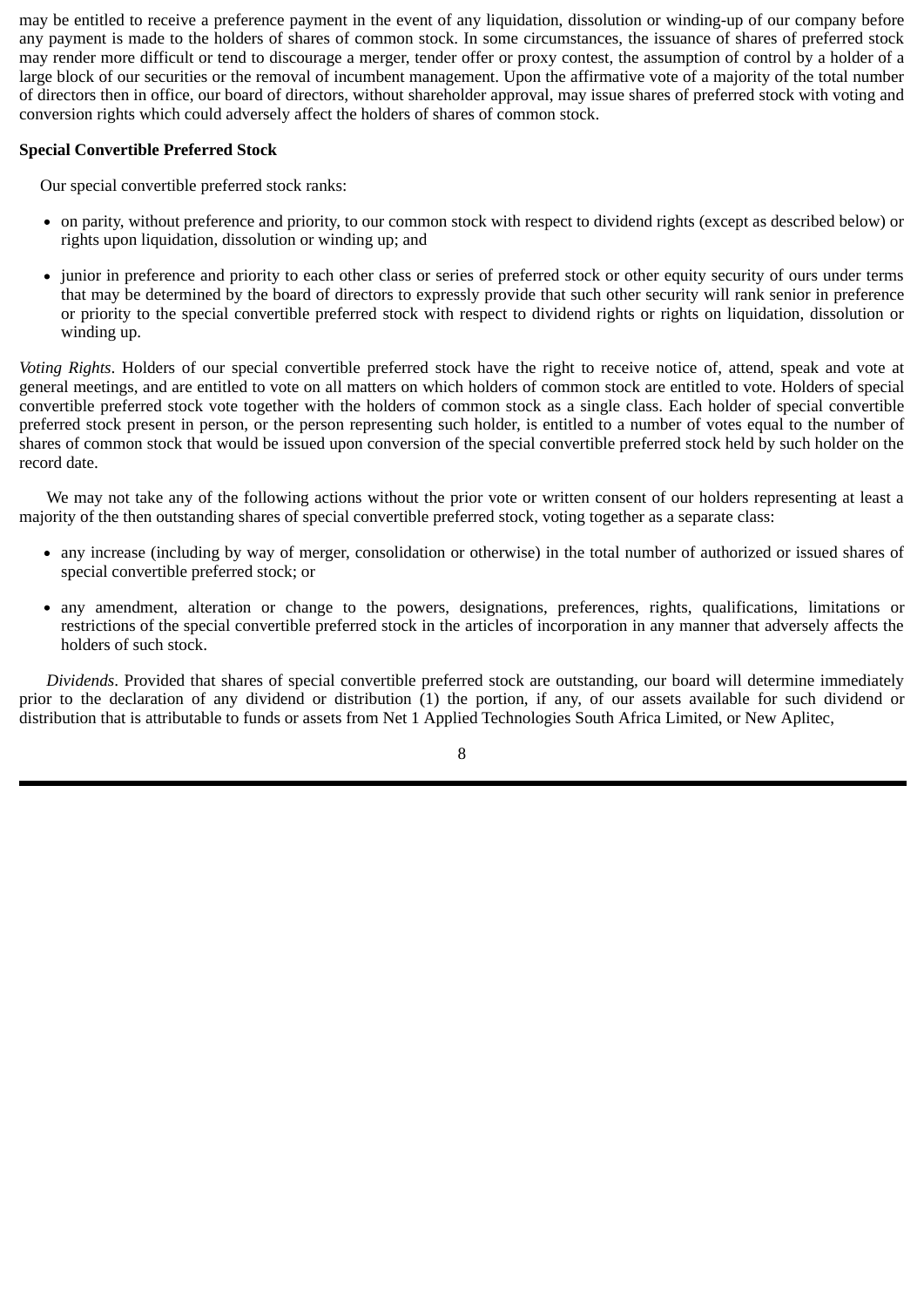may be entitled to receive a preference payment in the event of any liquidation, dissolution or winding-up of our company before any payment is made to the holders of shares of common stock. In some circumstances, the issuance of shares of preferred stock may render more difficult or tend to discourage a merger, tender offer or proxy contest, the assumption of control by a holder of a large block of our securities or the removal of incumbent management. Upon the affirmative vote of a majority of the total number of directors then in office, our board of directors, without shareholder approval, may issue shares of preferred stock with voting and conversion rights which could adversely affect the holders of shares of common stock.

**Special Convertible Preferred Stock**

Our special convertible preferred stock ranks:

- on parity, without preference and priority, to our common stock with respect to dividend rights (except as described below) or rights upon liquidation, dissolution or winding up; and
- junior in preference and priority to each other class or series of preferred stock or other equity security of ours under terms that may be determined by the board of directors to expressly provide that such other security will rank senior in preference or priority to the special convertible preferred stock with respect to dividend rights or rights on liquidation, dissolution or winding up.

*Voting Rights*. Holders of our special convertible preferred stock have the right to receive notice of, attend, speak and vote at general meetings, and are entitled to vote on all matters on which holders of common stock are entitled to vote. Holders of special convertible preferred stock vote together with the holders of common stock as a single class. Each holder of special convertible preferred stock present in person, or the person representing such holder, is entitled to a number of votes equal to the number of shares of common stock that would be issued upon conversion of the special convertible preferred stock held by such holder on the record date.

We may not take any of the following actions without the prior vote or written consent of our holders representing at least a majority of the then outstanding shares of special convertible preferred stock, voting together as a separate class:

- any increase (including by way of merger, consolidation or otherwise) in the total number of authorized or issued shares of special convertible preferred stock; or
- any amendment, alteration or change to the powers, designations, preferences, rights, qualifications, limitations or restrictions of the special convertible preferred stock in the articles of incorporation in any manner that adversely affects the holders of such stock.

*Dividends*. Provided that shares of special convertible preferred stock are outstanding, our board will determine immediately prior to the declaration of any dividend or distribution (1) the portion, if any, of our assets available for such dividend or distribution that is attributable to funds or assets from Net 1 Applied Technologies South Africa Limited, or New Aplitec,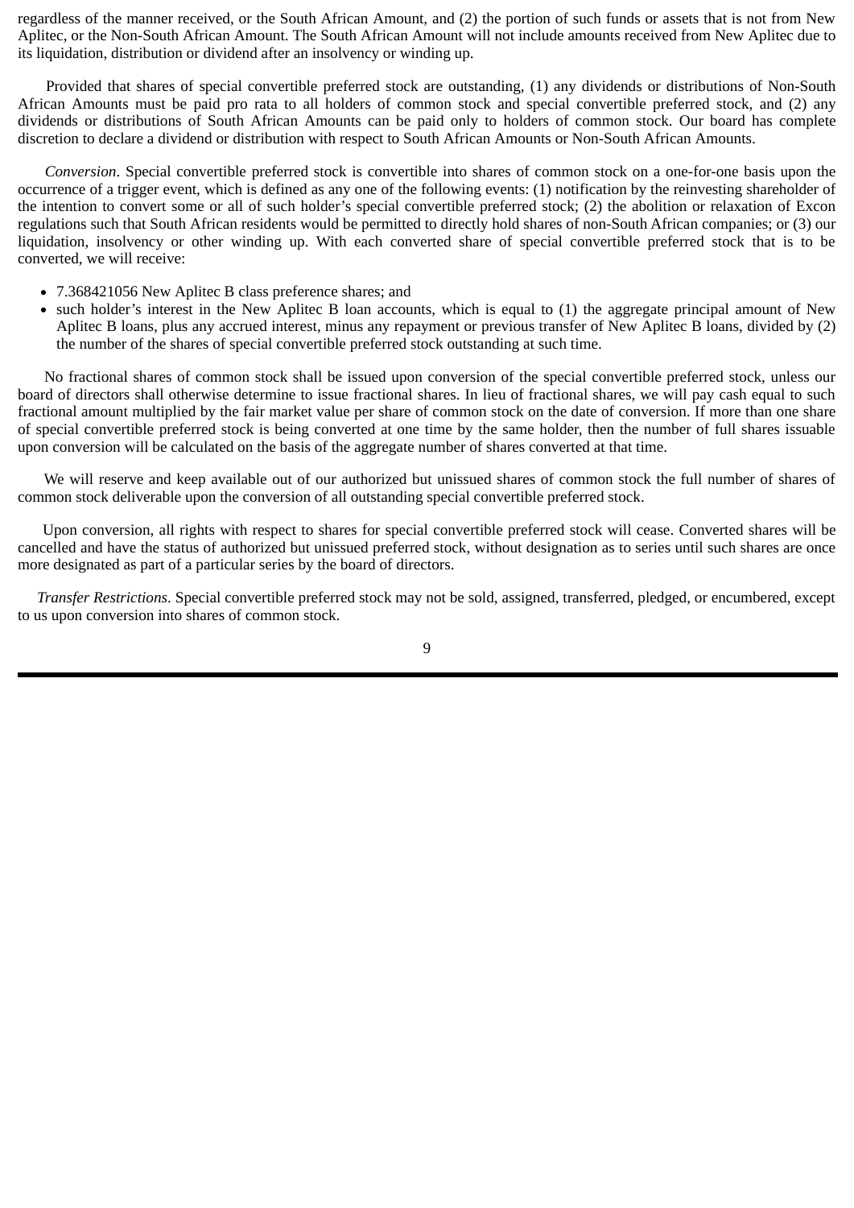regardless of the manner received, or the South African Amount, and (2) the portion of such funds or assets that is not from New Aplitec, or the Non-South African Amount. The South African Amount will not include amounts received from New Aplitec due to its liquidation, distribution or dividend after an insolvency or winding up.

Provided that shares of special convertible preferred stock are outstanding, (1) any dividends or distributions of Non-South African Amounts must be paid pro rata to all holders of common stock and special convertible preferred stock, and (2) any dividends or distributions of South African Amounts can be paid only to holders of common stock. Our board has complete discretion to declare a dividend or distribution with respect to South African Amounts or Non-South African Amounts.

*Conversion*. Special convertible preferred stock is convertible into shares of common stock on a one-for-one basis upon the occurrence of a trigger event, which is defined as any one of the following events: (1) notification by the reinvesting shareholder of the intention to convert some or all of such holder's special convertible preferred stock; (2) the abolition or relaxation of Excon regulations such that South African residents would be permitted to directly hold shares of non-South African companies; or (3) our liquidation, insolvency or other winding up. With each converted share of special convertible preferred stock that is to be converted, we will receive:

- 7.368421056 New Aplitec B class preference shares; and
- such holder's interest in the New Aplitec B loan accounts, which is equal to (1) the aggregate principal amount of New Aplitec B loans, plus any accrued interest, minus any repayment or previous transfer of New Aplitec B loans, divided by (2) the number of the shares of special convertible preferred stock outstanding at such time.

No fractional shares of common stock shall be issued upon conversion of the special convertible preferred stock, unless our board of directors shall otherwise determine to issue fractional shares. In lieu of fractional shares, we will pay cash equal to such fractional amount multiplied by the fair market value per share of common stock on the date of conversion. If more than one share of special convertible preferred stock is being converted at one time by the same holder, then the number of full shares issuable upon conversion will be calculated on the basis of the aggregate number of shares converted at that time.

We will reserve and keep available out of our authorized but unissued shares of common stock the full number of shares of common stock deliverable upon the conversion of all outstanding special convertible preferred stock.

Upon conversion, all rights with respect to shares for special convertible preferred stock will cease. Converted shares will be cancelled and have the status of authorized but unissued preferred stock, without designation as to series until such shares are once more designated as part of a particular series by the board of directors.

*Transfer Restrictions*. Special convertible preferred stock may not be sold, assigned, transferred, pledged, or encumbered, except to us upon conversion into shares of common stock.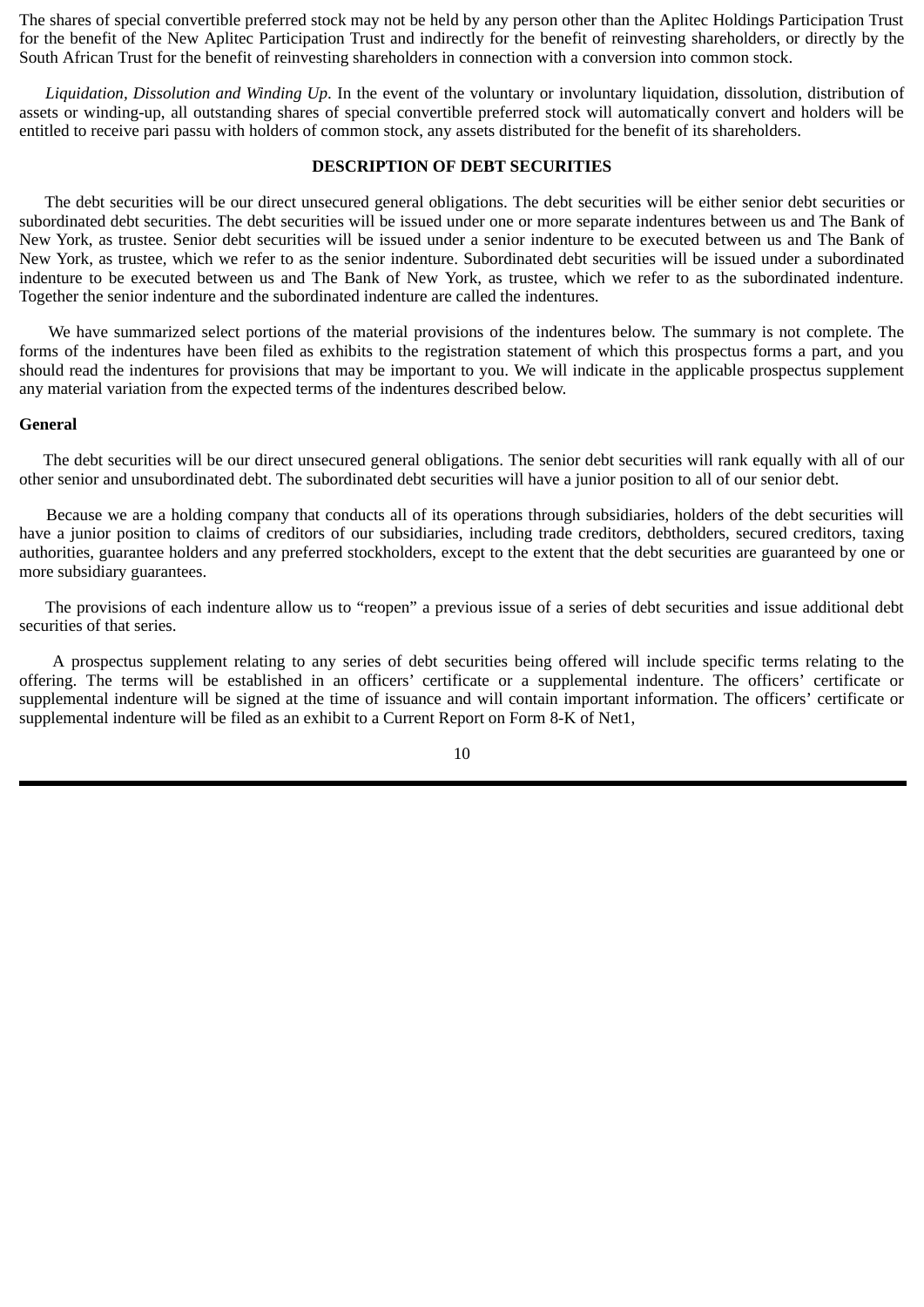The shares of special convertible preferred stock may not be held by any person other than the Aplitec Holdings Participation Trust for the benefit of the New Aplitec Participation Trust and indirectly for the benefit of reinvesting shareholders, or directly by the South African Trust for the benefit of reinvesting shareholders in connection with a conversion into common stock.

*Liquidation, Dissolution and Winding Up*. In the event of the voluntary or involuntary liquidation, dissolution, distribution of assets or winding-up, all outstanding shares of special convertible preferred stock will automatically convert and holders will be entitled to receive pari passu with holders of common stock, any assets distributed for the benefit of its shareholders.

## DESCRIPTION OF DEBT SECURITIES

The debt securities will be our direct unsecured general obligations. The debt securities will be either senior debt securities or subordinated debt securities. The debt securities will be issued under one or more separate indentures between us and The Bank of New York, as trustee. Senior debt securities will be issued under a senior indenture to be executed between us and The Bank of New York, as trustee, which we refer to as the senior indenture. Subordinated debt securities will be issued under a subordinated indenture to be executed between us and The Bank of New York, as trustee, which we refer to as the subordinated indenture. Together the senior indenture and the subordinated indenture are called the indentures.

We have summarized select portions of the material provisions of the indentures below. The summary is not complete. The forms of the indentures have been filed as exhibits to the registration statement of which this prospectus forms a part, and you should read the indentures for provisions that may be important to you. We will indicate in the applicable prospectus supplement any material variation from the expected terms of the indentures described below.

### General

The debt securities will be our direct unsecured general obligations. The senior debt securities will rank equally with all of our other senior and unsubordinated debt. The subordinated debt securities will have a junior position to all of our senior debt.

Because we are a holding company that conducts all of its operations through subsidiaries, holders of the debt securities will have a junior position to claims of creditors of our subsidiaries, including trade creditors, debtholders, secured creditors, taxing authorities, guarantee holders and any preferred stockholders, except to the extent that the debt securities are guaranteed by one or more subsidiary guarantees.

The provisions of each indenture allow us to "reopen" a previous issue of a series of debt securities and issue additional debt securities of that series.

A prospectus supplement relating to any series of debt securities being offered will include specific terms relating to the offering. The terms will be established in an officers' certificate or a supplemental indenture. The officers' certificate or supplemental indenture will be signed at the time of issuance and will contain important information. The officers' certificate or supplemental indenture will be filed as an exhibit to a Current Report on Form 8-K of Net1,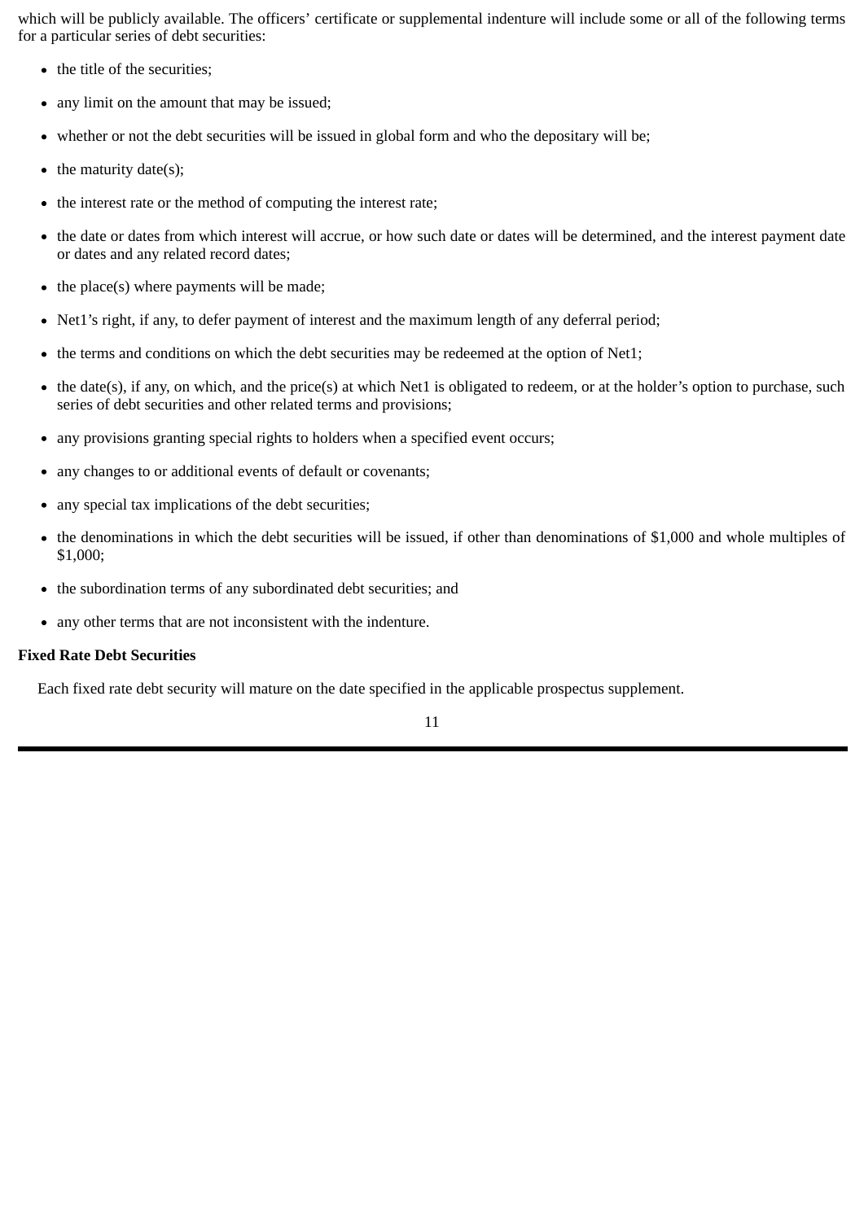which will be publicly available. The officers' certificate or supplemental indenture will include some or all of the following terms for a particular series of debt securities:

- the title of the securities;
- any limit on the amount that may be issued;
- whether or not the debt securities will be issued in global form and who the depositary will be;
- the maturity date(s);
- the interest rate or the method of computing the interest rate;
- the date or dates from which interest will accrue, or how such date or dates will be determined, and the interest payment date or dates and any related record dates;
- the place(s) where payments will be made;
- Net1's right, if any, to defer payment of interest and the maximum length of any deferral period;
- the terms and conditions on which the debt securities may be redeemed at the option of Net1;
- the date(s), if any, on which, and the price(s) at which Net1 is obligated to redeem, or at the holder's option to purchase, such series of debt securities and other related terms and provisions;
- any provisions granting special rights to holders when a specified event occurs;
- any changes to or additional events of default or covenants;
- any special tax implications of the debt securities;
- the denominations in which the debt securities will be issued, if other than denominations of $1,000 and whole multiples of $1,000;
- the subordination terms of any subordinated debt securities; and
- any other terms that are not inconsistent with the indenture.

**Fixed Rate Debt Securities**

Each fixed rate debt security will mature on the date specified in the applicable prospectus supplement.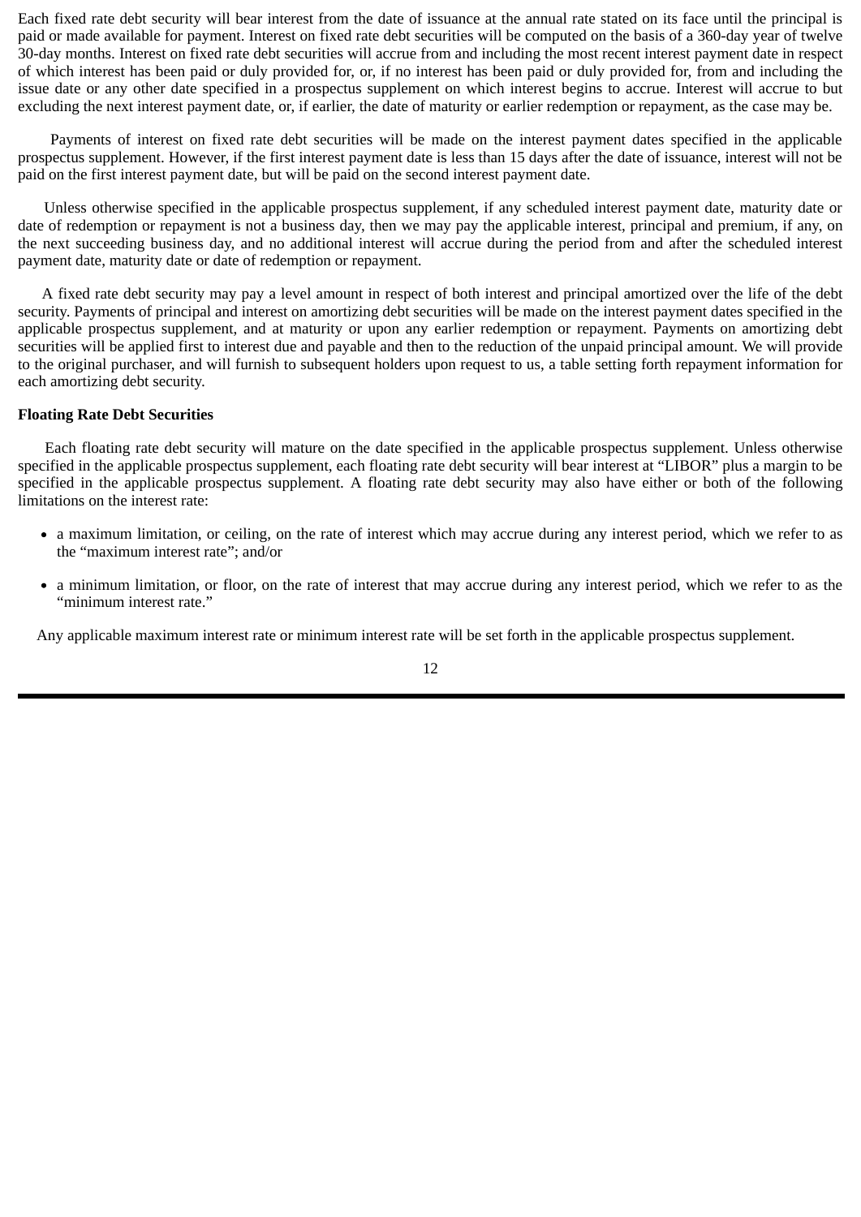Each fixed rate debt security will bear interest from the date of issuance at the annual rate stated on its face until the principal is paid or made available for payment. Interest on fixed rate debt securities will be computed on the basis of a 360-day year of twelve 30-day months. Interest on fixed rate debt securities will accrue from and including the most recent interest payment date in respect of which interest has been paid or duly provided for, or, if no interest has been paid or duly provided for, from and including the issue date or any other date specified in a prospectus supplement on which interest begins to accrue. Interest will accrue to but excluding the next interest payment date, or, if earlier, the date of maturity or earlier redemption or repayment, as the case may be.

Payments of interest on fixed rate debt securities will be made on the interest payment dates specified in the applicable prospectus supplement. However, if the first interest payment date is less than 15 days after the date of issuance, interest will not be paid on the first interest payment date, but will be paid on the second interest payment date.

Unless otherwise specified in the applicable prospectus supplement, if any scheduled interest payment date, maturity date or date of redemption or repayment is not a business day, then we may pay the applicable interest, principal and premium, if any, on the next succeeding business day, and no additional interest will accrue during the period from and after the scheduled interest payment date, maturity date or date of redemption or repayment.

A fixed rate debt security may pay a level amount in respect of both interest and principal amortized over the life of the debt security. Payments of principal and interest on amortizing debt securities will be made on the interest payment dates specified in the applicable prospectus supplement, and at maturity or upon any earlier redemption or repayment. Payments on amortizing debt securities will be applied first to interest due and payable and then to the reduction of the unpaid principal amount. We will provide to the original purchaser, and will furnish to subsequent holders upon request to us, a table setting forth repayment information for each amortizing debt security.

**Floating Rate Debt Securities**

Each floating rate debt security will mature on the date specified in the applicable prospectus supplement. Unless otherwise specified in the applicable prospectus supplement, each floating rate debt security will bear interest at "LIBOR" plus a margin to be specified in the applicable prospectus supplement. A floating rate debt security may also have either or both of the following limitations on the interest rate:

- a maximum limitation, or ceiling, on the rate of interest which may accrue during any interest period, which we refer to as the "maximum interest rate"; and/or
- a minimum limitation, or floor, on the rate of interest that may accrue during any interest period, which we refer to as the "minimum interest rate."

Any applicable maximum interest rate or minimum interest rate will be set forth in the applicable prospectus supplement.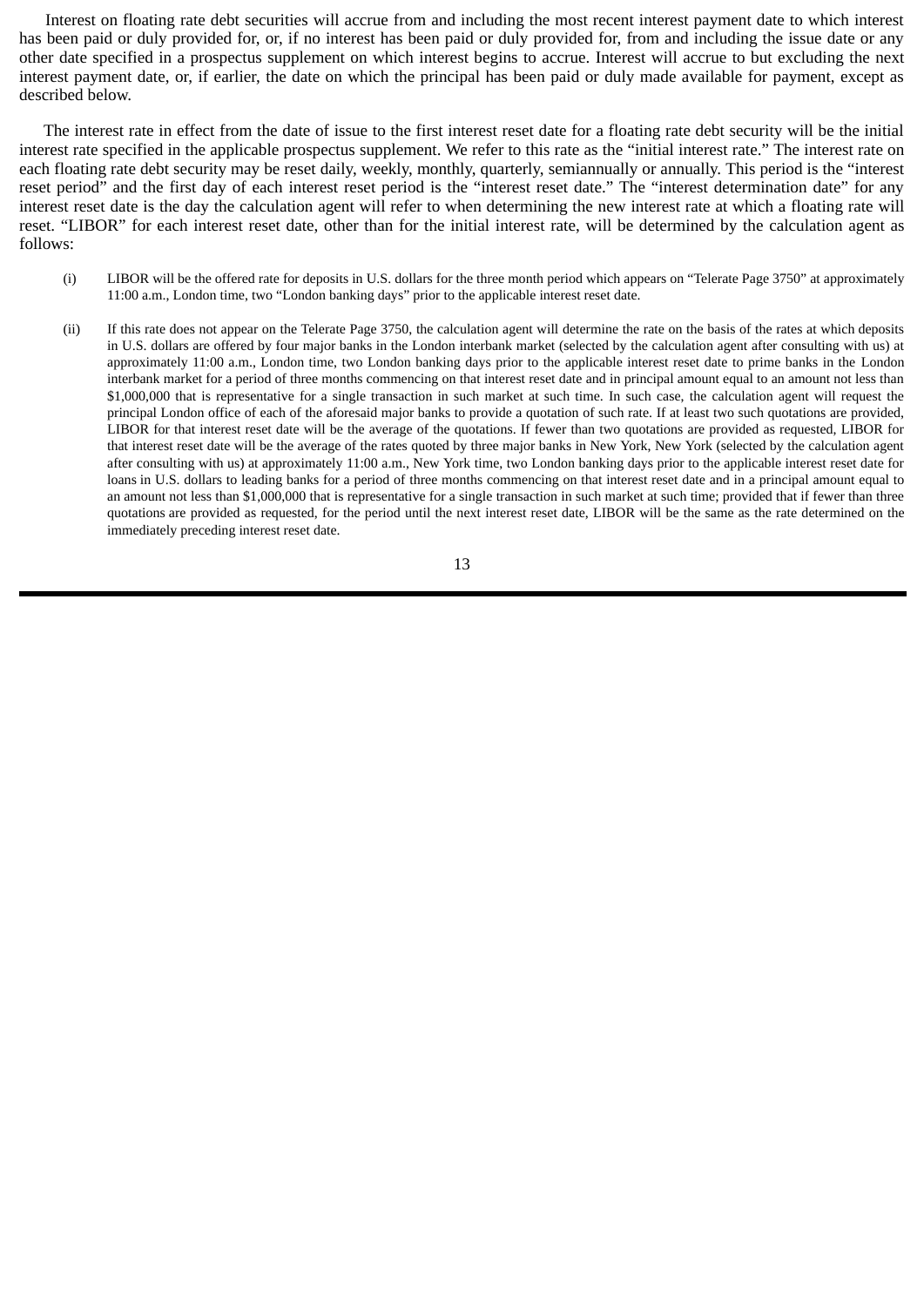Interest on floating rate debt securities will accrue from and including the most recent interest payment date to which interest has been paid or duly provided for, or, if no interest has been paid or duly provided for, from and including the issue date or any other date specified in a prospectus supplement on which interest begins to accrue. Interest will accrue to but excluding the next interest payment date, or, if earlier, the date on which the principal has been paid or duly made available for payment, except as described below.

The interest rate in effect from the date of issue to the first interest reset date for a floating rate debt security will be the initial interest rate specified in the applicable prospectus supplement. We refer to this rate as the "initial interest rate." The interest rate on each floating rate debt security may be reset daily, weekly, monthly, quarterly, semiannually or annually. This period is the "interest reset period" and the first day of each interest reset period is the "interest reset date." The "interest determination date" for any interest reset date is the day the calculation agent will refer to when determining the new interest rate at which a floating rate will reset. "LIBOR" for each interest reset date, other than for the initial interest rate, will be determined by the calculation agent as follows:

(i) LIBOR will be the offered rate for deposits in U.S. dollars for the three month period which appears on "Telerate Page 3750" at approximately 11:00 a.m., London time, two "London banking days" prior to the applicable interest reset date.

(ii) If this rate does not appear on the Telerate Page 3750, the calculation agent will determine the rate on the basis of the rates at which deposits in U.S. dollars are offered by four major banks in the London interbank market (selected by the calculation agent after consulting with us) at approximately 11:00 a.m., London time, two London banking days prior to the applicable interest reset date to prime banks in the London interbank market for a period of three months commencing on that interest reset date and in principal amount equal to an amount not less than $1,000,000 that is representative for a single transaction in such market at such time. In such case, the calculation agent will request the principal London office of each of the aforesaid major banks to provide a quotation of such rate. If at least two such quotations are provided, LIBOR for that interest reset date will be the average of the quotations. If fewer than two quotations are provided as requested, LIBOR for that interest reset date will be the average of the rates quoted by three major banks in New York, New York (selected by the calculation agent after consulting with us) at approximately 11:00 a.m., New York time, two London banking days prior to the applicable interest reset date for loans in U.S. dollars to leading banks for a period of three months commencing on that interest reset date and in a principal amount equal to an amount not less than $1,000,000 that is representative for a single transaction in such market at such time; provided that if fewer than three quotations are provided as requested, for the period until the next interest reset date, LIBOR will be the same as the rate determined on the immediately preceding interest reset date.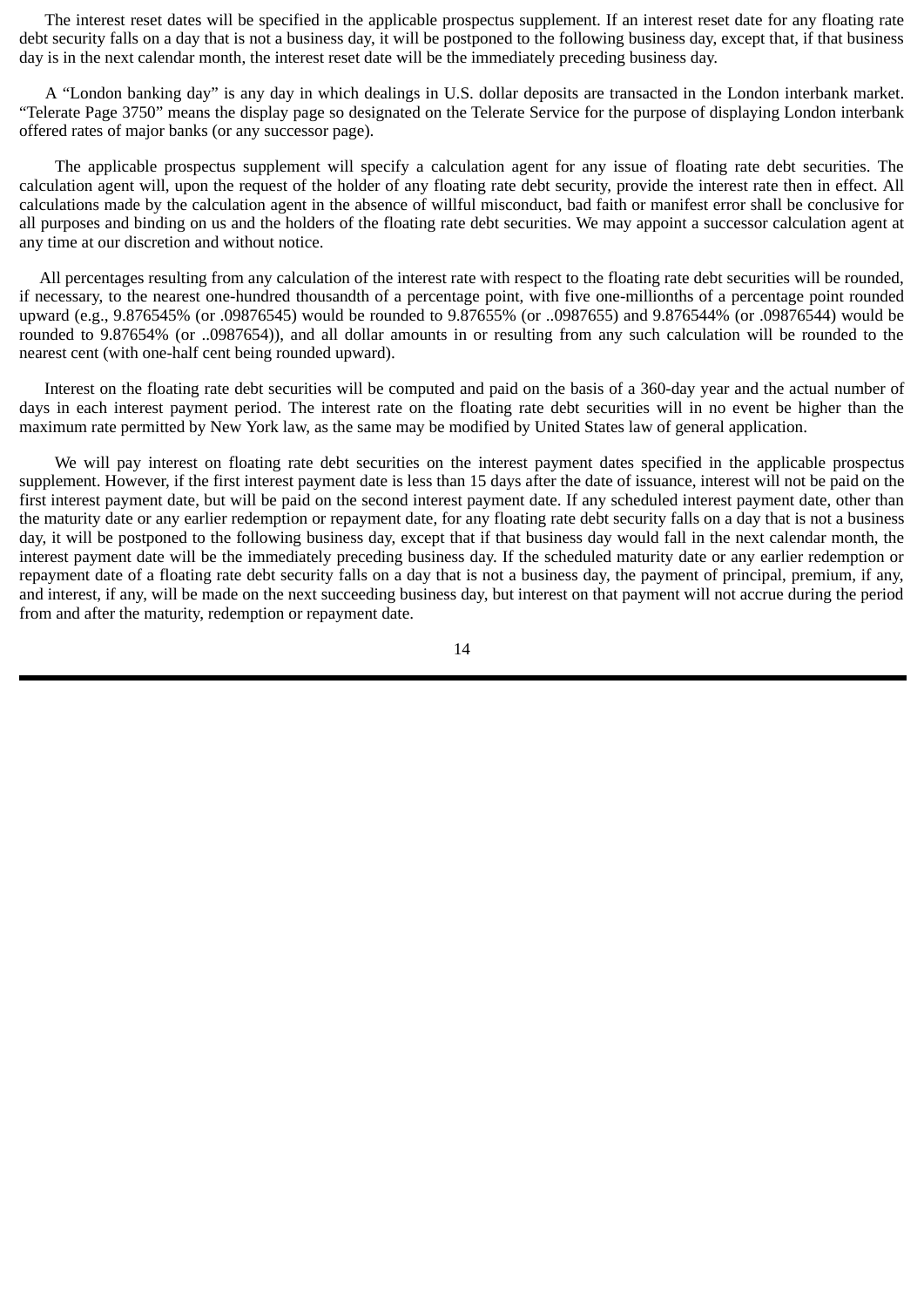The interest reset dates will be specified in the applicable prospectus supplement. If an interest reset date for any floating rate debt security falls on a day that is not a business day, it will be postponed to the following business day, except that, if that business day is in the next calendar month, the interest reset date will be the immediately preceding business day.

A "London banking day" is any day in which dealings in U.S. dollar deposits are transacted in the London interbank market. "Telerate Page 3750" means the display page so designated on the Telerate Service for the purpose of displaying London interbank offered rates of major banks (or any successor page).

The applicable prospectus supplement will specify a calculation agent for any issue of floating rate debt securities. The calculation agent will, upon the request of the holder of any floating rate debt security, provide the interest rate then in effect. All calculations made by the calculation agent in the absence of willful misconduct, bad faith or manifest error shall be conclusive for all purposes and binding on us and the holders of the floating rate debt securities. We may appoint a successor calculation agent at any time at our discretion and without notice.

All percentages resulting from any calculation of the interest rate with respect to the floating rate debt securities will be rounded, if necessary, to the nearest one-hundred thousandth of a percentage point, with five one-millionths of a percentage point rounded upward (e.g., 9.876545% (or .09876545) would be rounded to 9.87655% (or ..0987655) and 9.876544% (or .09876544) would be rounded to 9.87654% (or ..0987654)), and all dollar amounts in or resulting from any such calculation will be rounded to the nearest cent (with one-half cent being rounded upward).

Interest on the floating rate debt securities will be computed and paid on the basis of a 360-day year and the actual number of days in each interest payment period. The interest rate on the floating rate debt securities will in no event be higher than the maximum rate permitted by New York law, as the same may be modified by United States law of general application.

We will pay interest on floating rate debt securities on the interest payment dates specified in the applicable prospectus supplement. However, if the first interest payment date is less than 15 days after the date of issuance, interest will not be paid on the first interest payment date, but will be paid on the second interest payment date. If any scheduled interest payment date, other than the maturity date or any earlier redemption or repayment date, for any floating rate debt security falls on a day that is not a business day, it will be postponed to the following business day, except that if that business day would fall in the next calendar month, the interest payment date will be the immediately preceding business day. If the scheduled maturity date or any earlier redemption or repayment date of a floating rate debt security falls on a day that is not a business day, the payment of principal, premium, if any, and interest, if any, will be made on the next succeeding business day, but interest on that payment will not accrue during the period from and after the maturity, redemption or repayment date.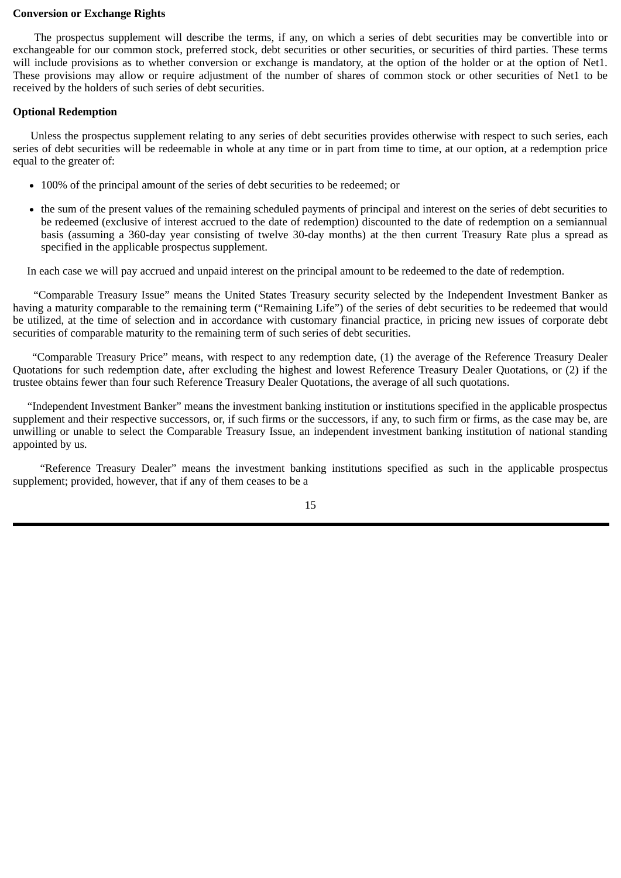**Conversion or Exchange Rights**

The prospectus supplement will describe the terms, if any, on which a series of debt securities may be convertible into or exchangeable for our common stock, preferred stock, debt securities or other securities, or securities of third parties. These terms will include provisions as to whether conversion or exchange is mandatory, at the option of the holder or at the option of Net1. These provisions may allow or require adjustment of the number of shares of common stock or other securities of Net1 to be received by the holders of such series of debt securities.

**Optional Redemption**

Unless the prospectus supplement relating to any series of debt securities provides otherwise with respect to such series, each series of debt securities will be redeemable in whole at any time or in part from time to time, at our option, at a redemption price equal to the greater of:

- 100% of the principal amount of the series of debt securities to be redeemed; or
- the sum of the present values of the remaining scheduled payments of principal and interest on the series of debt securities to be redeemed (exclusive of interest accrued to the date of redemption) discounted to the date of redemption on a semiannual basis (assuming a 360-day year consisting of twelve 30-day months) at the then current Treasury Rate plus a spread as specified in the applicable prospectus supplement.

In each case we will pay accrued and unpaid interest on the principal amount to be redeemed to the date of redemption.

"Comparable Treasury Issue" means the United States Treasury security selected by the Independent Investment Banker as having a maturity comparable to the remaining term ("Remaining Life") of the series of debt securities to be redeemed that would be utilized, at the time of selection and in accordance with customary financial practice, in pricing new issues of corporate debt securities of comparable maturity to the remaining term of such series of debt securities.

"Comparable Treasury Price" means, with respect to any redemption date, (1) the average of the Reference Treasury Dealer Quotations for such redemption date, after excluding the highest and lowest Reference Treasury Dealer Quotations, or (2) if the trustee obtains fewer than four such Reference Treasury Dealer Quotations, the average of all such quotations.

"Independent Investment Banker" means the investment banking institution or institutions specified in the applicable prospectus supplement and their respective successors, or, if such firms or the successors, if any, to such firm or firms, as the case may be, are unwilling or unable to select the Comparable Treasury Issue, an independent investment banking institution of national standing appointed by us.

"Reference Treasury Dealer" means the investment banking institutions specified as such in the applicable prospectus supplement; provided, however, that if any of them ceases to be a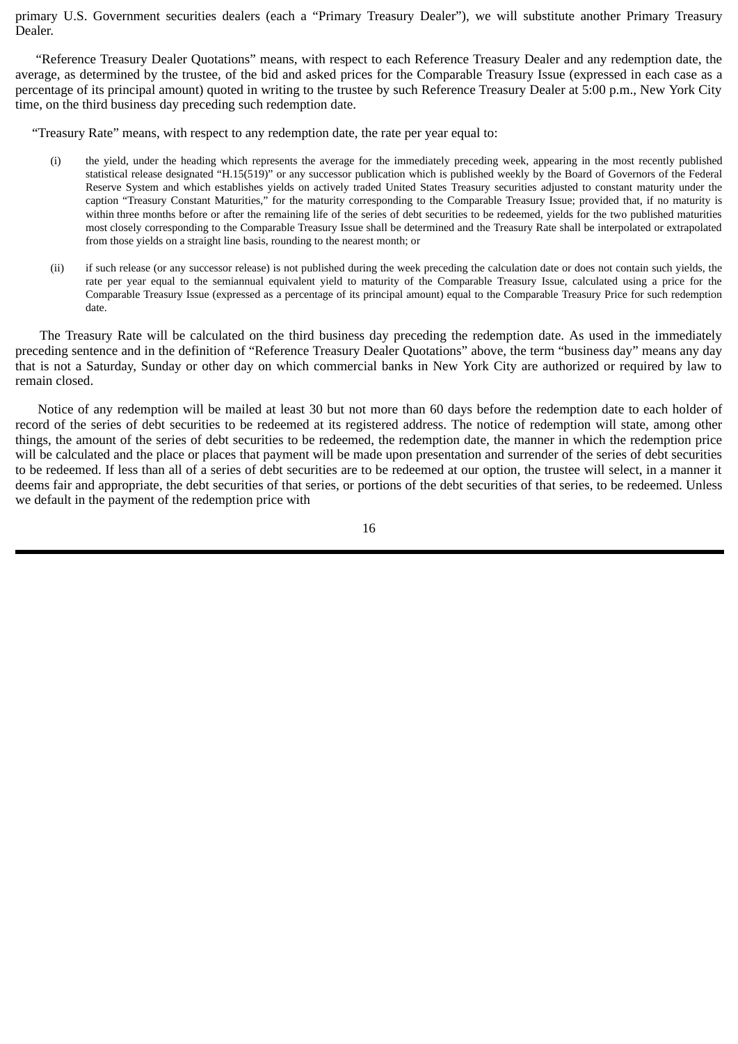primary U.S. Government securities dealers (each a "Primary Treasury Dealer"), we will substitute another Primary Treasury Dealer.

"Reference Treasury Dealer Quotations" means, with respect to each Reference Treasury Dealer and any redemption date, the average, as determined by the trustee, of the bid and asked prices for the Comparable Treasury Issue (expressed in each case as a percentage of its principal amount) quoted in writing to the trustee by such Reference Treasury Dealer at 5:00 p.m., New York City time, on the third business day preceding such redemption date.

"Treasury Rate" means, with respect to any redemption date, the rate per year equal to:

(i) the yield, under the heading which represents the average for the immediately preceding week, appearing in the most recently published statistical release designated "H.15(519)" or any successor publication which is published weekly by the Board of Governors of the Federal Reserve System and which establishes yields on actively traded United States Treasury securities adjusted to constant maturity under the caption "Treasury Constant Maturities," for the maturity corresponding to the Comparable Treasury Issue; provided that, if no maturity is within three months before or after the remaining life of the series of debt securities to be redeemed, yields for the two published maturities most closely corresponding to the Comparable Treasury Issue shall be determined and the Treasury Rate shall be interpolated or extrapolated from those yields on a straight line basis, rounding to the nearest month; or

(ii) if such release (or any successor release) is not published during the week preceding the calculation date or does not contain such yields, the rate per year equal to the semiannual equivalent yield to maturity of the Comparable Treasury Issue, calculated using a price for the Comparable Treasury Issue (expressed as a percentage of its principal amount) equal to the Comparable Treasury Price for such redemption date.

The Treasury Rate will be calculated on the third business day preceding the redemption date. As used in the immediately preceding sentence and in the definition of "Reference Treasury Dealer Quotations" above, the term "business day" means any day that is not a Saturday, Sunday or other day on which commercial banks in New York City are authorized or required by law to remain closed.

Notice of any redemption will be mailed at least 30 but not more than 60 days before the redemption date to each holder of record of the series of debt securities to be redeemed at its registered address. The notice of redemption will state, among other things, the amount of the series of debt securities to be redeemed, the redemption date, the manner in which the redemption price will be calculated and the place or places that payment will be made upon presentation and surrender of the series of debt securities to be redeemed. If less than all of a series of debt securities are to be redeemed at our option, the trustee will select, in a manner it deems fair and appropriate, the debt securities of that series, or portions of the debt securities of that series, to be redeemed. Unless we default in the payment of the redemption price with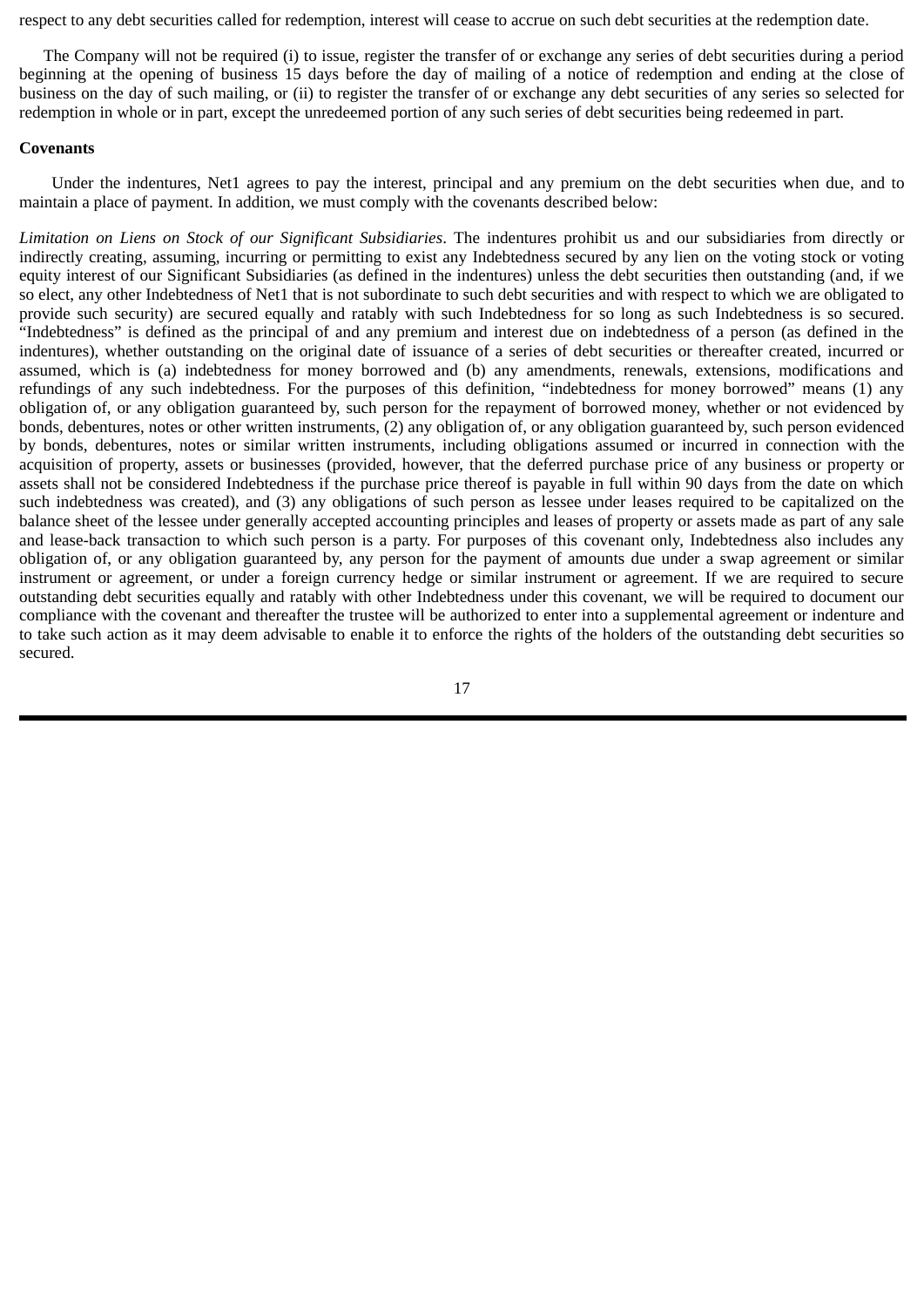respect to any debt securities called for redemption, interest will cease to accrue on such debt securities at the redemption date.

The Company will not be required (i) to issue, register the transfer of or exchange any series of debt securities during a period beginning at the opening of business 15 days before the day of mailing of a notice of redemption and ending at the close of business on the day of such mailing, or (ii) to register the transfer of or exchange any debt securities of any series so selected for redemption in whole or in part, except the unredeemed portion of any such series of debt securities being redeemed in part.

**Covenants**

Under the indentures, Net1 agrees to pay the interest, principal and any premium on the debt securities when due, and to maintain a place of payment. In addition, we must comply with the covenants described below:

*Limitation on Liens on Stock of our Significant Subsidiaries*. The indentures prohibit us and our subsidiaries from directly or indirectly creating, assuming, incurring or permitting to exist any Indebtedness secured by any lien on the voting stock or voting equity interest of our Significant Subsidiaries (as defined in the indentures) unless the debt securities then outstanding (and, if we so elect, any other Indebtedness of Net1 that is not subordinate to such debt securities and with respect to which we are obligated to provide such security) are secured equally and ratably with such Indebtedness for so long as such Indebtedness is so secured. "Indebtedness" is defined as the principal of and any premium and interest due on indebtedness of a person (as defined in the indentures), whether outstanding on the original date of issuance of a series of debt securities or thereafter created, incurred or assumed, which is (a) indebtedness for money borrowed and (b) any amendments, renewals, extensions, modifications and refundings of any such indebtedness. For the purposes of this definition, "indebtedness for money borrowed" means (1) any obligation of, or any obligation guaranteed by, such person for the repayment of borrowed money, whether or not evidenced by bonds, debentures, notes or other written instruments, (2) any obligation of, or any obligation guaranteed by, such person evidenced by bonds, debentures, notes or similar written instruments, including obligations assumed or incurred in connection with the acquisition of property, assets or businesses (provided, however, that the deferred purchase price of any business or property or assets shall not be considered Indebtedness if the purchase price thereof is payable in full within 90 days from the date on which such indebtedness was created), and (3) any obligations of such person as lessee under leases required to be capitalized on the balance sheet of the lessee under generally accepted accounting principles and leases of property or assets made as part of any sale and lease-back transaction to which such person is a party. For purposes of this covenant only, Indebtedness also includes any obligation of, or any obligation guaranteed by, any person for the payment of amounts due under a swap agreement or similar instrument or agreement, or under a foreign currency hedge or similar instrument or agreement. If we are required to secure outstanding debt securities equally and ratably with other Indebtedness under this covenant, we will be required to document our compliance with the covenant and thereafter the trustee will be authorized to enter into a supplemental agreement or indenture and to take such action as it may deem advisable to enable it to enforce the rights of the holders of the outstanding debt securities so secured.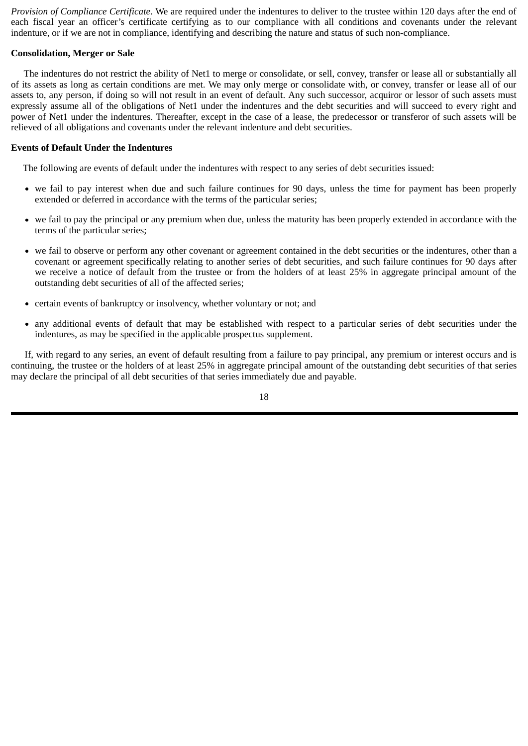*Provision of Compliance Certificate*. We are required under the indentures to deliver to the trustee within 120 days after the end of each fiscal year an officer's certificate certifying as to our compliance with all conditions and covenants under the relevant indenture, or if we are not in compliance, identifying and describing the nature and status of such non-compliance.

**Consolidation, Merger or Sale**

The indentures do not restrict the ability of Net1 to merge or consolidate, or sell, convey, transfer or lease all or substantially all of its assets as long as certain conditions are met. We may only merge or consolidate with, or convey, transfer or lease all of our assets to, any person, if doing so will not result in an event of default. Any such successor, acquiror or lessor of such assets must expressly assume all of the obligations of Net1 under the indentures and the debt securities and will succeed to every right and power of Net1 under the indentures. Thereafter, except in the case of a lease, the predecessor or transferor of such assets will be relieved of all obligations and covenants under the relevant indenture and debt securities.

**Events of Default Under the Indentures**

The following are events of default under the indentures with respect to any series of debt securities issued:

- we fail to pay interest when due and such failure continues for 90 days, unless the time for payment has been properly extended or deferred in accordance with the terms of the particular series;
- we fail to pay the principal or any premium when due, unless the maturity has been properly extended in accordance with the terms of the particular series;
- we fail to observe or perform any other covenant or agreement contained in the debt securities or the indentures, other than a covenant or agreement specifically relating to another series of debt securities, and such failure continues for 90 days after we receive a notice of default from the trustee or from the holders of at least 25% in aggregate principal amount of the outstanding debt securities of all of the affected series;
- certain events of bankruptcy or insolvency, whether voluntary or not; and
- any additional events of default that may be established with respect to a particular series of debt securities under the indentures, as may be specified in the applicable prospectus supplement.

If, with regard to any series, an event of default resulting from a failure to pay principal, any premium or interest occurs and is continuing, the trustee or the holders of at least 25% in aggregate principal amount of the outstanding debt securities of that series may declare the principal of all debt securities of that series immediately due and payable.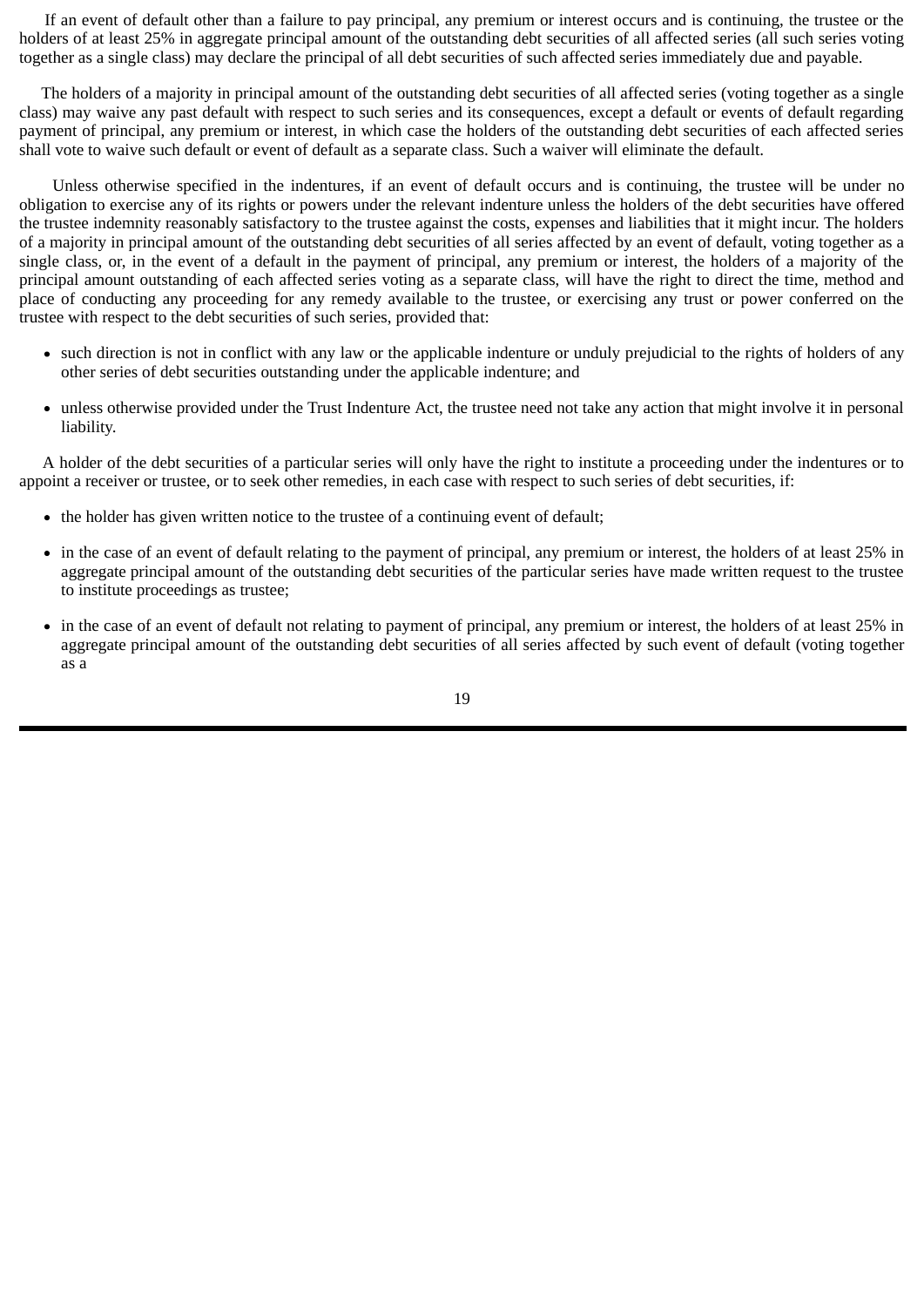If an event of default other than a failure to pay principal, any premium or interest occurs and is continuing, the trustee or the holders of at least 25% in aggregate principal amount of the outstanding debt securities of all affected series (all such series voting together as a single class) may declare the principal of all debt securities of such affected series immediately due and payable.

The holders of a majority in principal amount of the outstanding debt securities of all affected series (voting together as a single class) may waive any past default with respect to such series and its consequences, except a default or events of default regarding payment of principal, any premium or interest, in which case the holders of the outstanding debt securities of each affected series shall vote to waive such default or event of default as a separate class. Such a waiver will eliminate the default.

Unless otherwise specified in the indentures, if an event of default occurs and is continuing, the trustee will be under no obligation to exercise any of its rights or powers under the relevant indenture unless the holders of the debt securities have offered the trustee indemnity reasonably satisfactory to the trustee against the costs, expenses and liabilities that it might incur. The holders of a majority in principal amount of the outstanding debt securities of all series affected by an event of default, voting together as a single class, or, in the event of a default in the payment of principal, any premium or interest, the holders of a majority of the principal amount outstanding of each affected series voting as a separate class, will have the right to direct the time, method and place of conducting any proceeding for any remedy available to the trustee, or exercising any trust or power conferred on the trustee with respect to the debt securities of such series, provided that:

- such direction is not in conflict with any law or the applicable indenture or unduly prejudicial to the rights of holders of any other series of debt securities outstanding under the applicable indenture; and
- unless otherwise provided under the Trust Indenture Act, the trustee need not take any action that might involve it in personal liability.

A holder of the debt securities of a particular series will only have the right to institute a proceeding under the indentures or to appoint a receiver or trustee, or to seek other remedies, in each case with respect to such series of debt securities, if:

- the holder has given written notice to the trustee of a continuing event of default;
- in the case of an event of default relating to the payment of principal, any premium or interest, the holders of at least 25% in aggregate principal amount of the outstanding debt securities of the particular series have made written request to the trustee to institute proceedings as trustee;
- in the case of an event of default not relating to payment of principal, any premium or interest, the holders of at least 25% in aggregate principal amount of the outstanding debt securities of all series affected by such event of default (voting together as a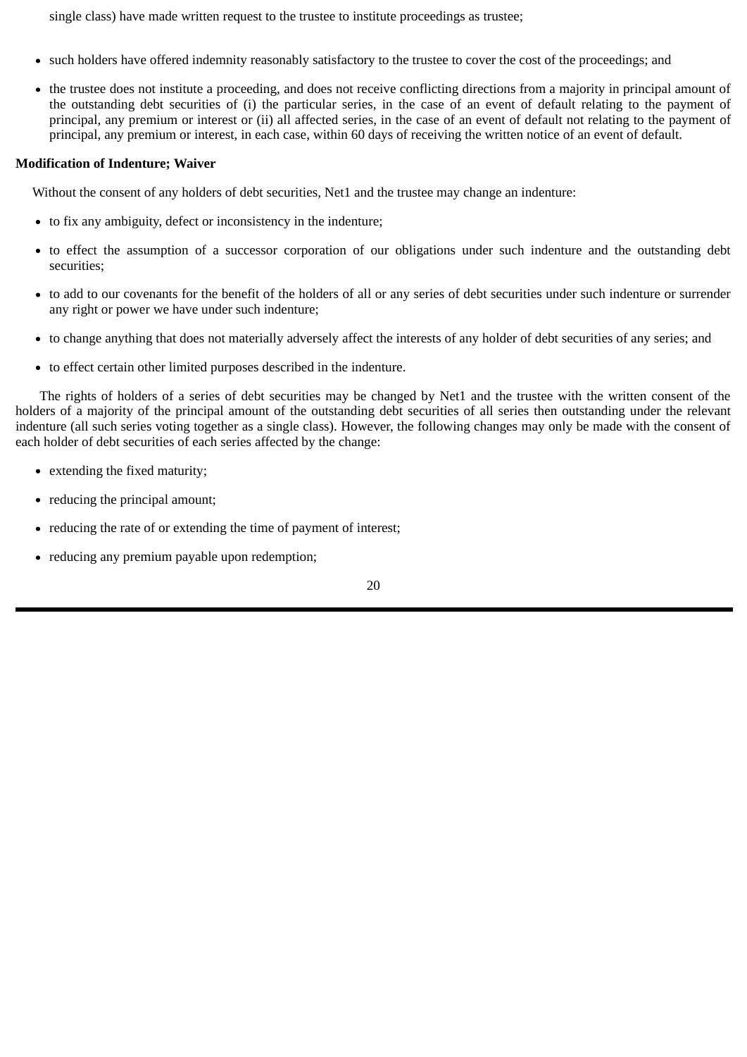single class) have made written request to the trustee to institute proceedings as trustee;

- such holders have offered indemnity reasonably satisfactory to the trustee to cover the cost of the proceedings; and
- the trustee does not institute a proceeding, and does not receive conflicting directions from a majority in principal amount of the outstanding debt securities of (i) the particular series, in the case of an event of default relating to the payment of principal, any premium or interest or (ii) all affected series, in the case of an event of default not relating to the payment of principal, any premium or interest, in each case, within 60 days of receiving the written notice of an event of default.

**Modification of Indenture; Waiver**

Without the consent of any holders of debt securities, Net1 and the trustee may change an indenture:

- to fix any ambiguity, defect or inconsistency in the indenture;
- to effect the assumption of a successor corporation of our obligations under such indenture and the outstanding debt securities;
- to add to our covenants for the benefit of the holders of all or any series of debt securities under such indenture or surrender any right or power we have under such indenture;
- to change anything that does not materially adversely affect the interests of any holder of debt securities of any series; and
- to effect certain other limited purposes described in the indenture.

The rights of holders of a series of debt securities may be changed by Net1 and the trustee with the written consent of the holders of a majority of the principal amount of the outstanding debt securities of all series then outstanding under the relevant indenture (all such series voting together as a single class). However, the following changes may only be made with the consent of each holder of debt securities of each series affected by the change:

- extending the fixed maturity;
- reducing the principal amount;
- reducing the rate of or extending the time of payment of interest;
- reducing any premium payable upon redemption;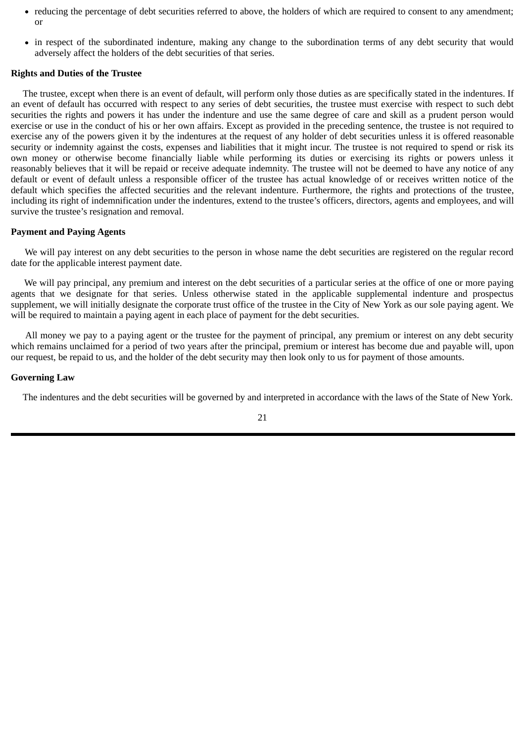- reducing the percentage of debt securities referred to above, the holders of which are required to consent to any amendment; or
- in respect of the subordinated indenture, making any change to the subordination terms of any debt security that would adversely affect the holders of the debt securities of that series.

**Rights and Duties of the Trustee**

The trustee, except when there is an event of default, will perform only those duties as are specifically stated in the indentures. If an event of default has occurred with respect to any series of debt securities, the trustee must exercise with respect to such debt securities the rights and powers it has under the indenture and use the same degree of care and skill as a prudent person would exercise or use in the conduct of his or her own affairs. Except as provided in the preceding sentence, the trustee is not required to exercise any of the powers given it by the indentures at the request of any holder of debt securities unless it is offered reasonable security or indemnity against the costs, expenses and liabilities that it might incur. The trustee is not required to spend or risk its own money or otherwise become financially liable while performing its duties or exercising its rights or powers unless it reasonably believes that it will be repaid or receive adequate indemnity. The trustee will not be deemed to have any notice of any default or event of default unless a responsible officer of the trustee has actual knowledge of or receives written notice of the default which specifies the affected securities and the relevant indenture. Furthermore, the rights and protections of the trustee, including its right of indemnification under the indentures, extend to the trustee's officers, directors, agents and employees, and will survive the trustee's resignation and removal.

**Payment and Paying Agents**

We will pay interest on any debt securities to the person in whose name the debt securities are registered on the regular record date for the applicable interest payment date.

We will pay principal, any premium and interest on the debt securities of a particular series at the office of one or more paying agents that we designate for that series. Unless otherwise stated in the applicable supplemental indenture and prospectus supplement, we will initially designate the corporate trust office of the trustee in the City of New York as our sole paying agent. We will be required to maintain a paying agent in each place of payment for the debt securities.

All money we pay to a paying agent or the trustee for the payment of principal, any premium or interest on any debt security which remains unclaimed for a period of two years after the principal, premium or interest has become due and payable will, upon our request, be repaid to us, and the holder of the debt security may then look only to us for payment of those amounts.

**Governing Law**

The indentures and the debt securities will be governed by and interpreted in accordance with the laws of the State of New York.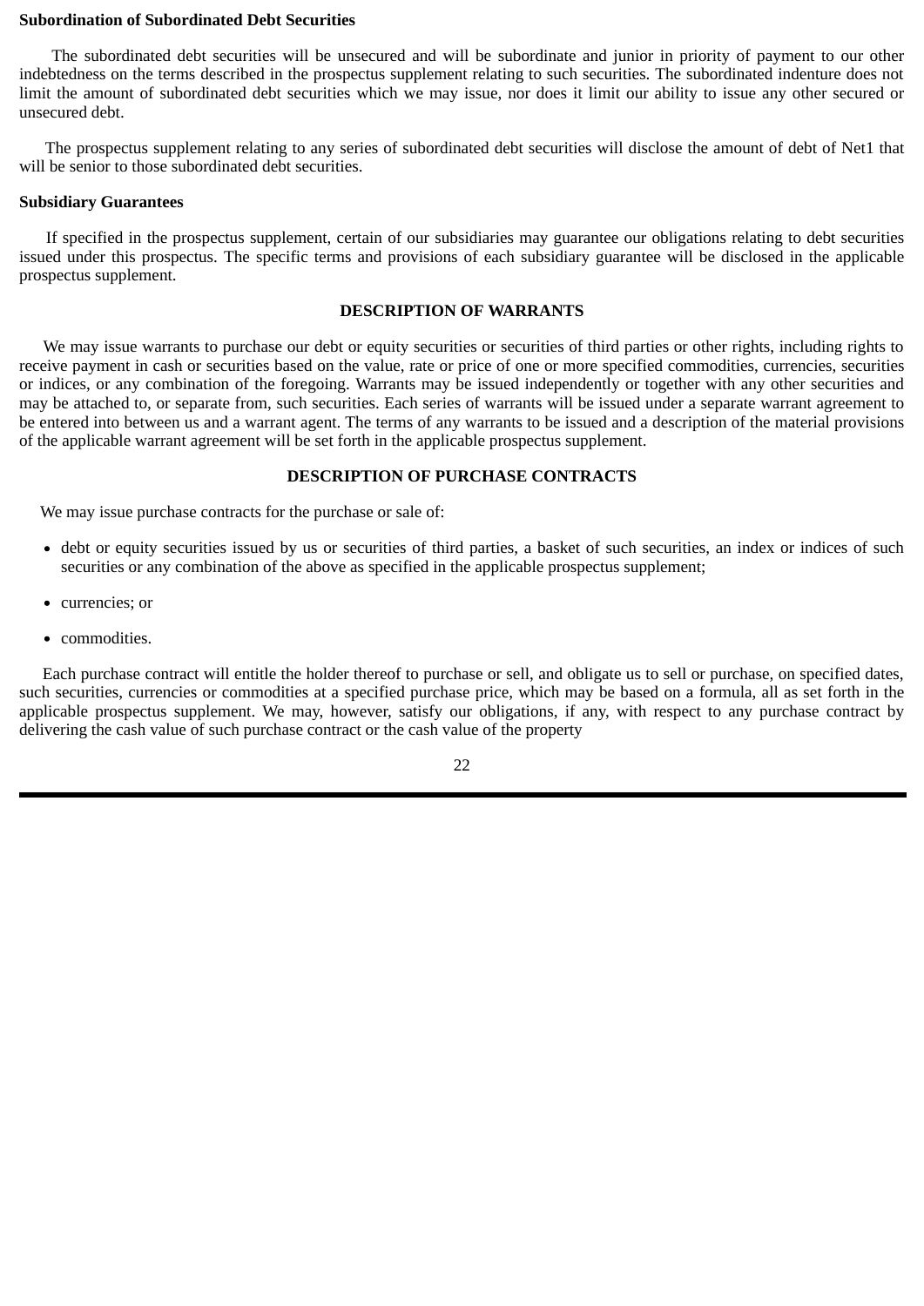**Subordination of Subordinated Debt Securities**

The subordinated debt securities will be unsecured and will be subordinate and junior in priority of payment to our other indebtedness on the terms described in the prospectus supplement relating to such securities. The subordinated indenture does not limit the amount of subordinated debt securities which we may issue, nor does it limit our ability to issue any other secured or unsecured debt.

The prospectus supplement relating to any series of subordinated debt securities will disclose the amount of debt of Net1 that will be senior to those subordinated debt securities.

**Subsidiary Guarantees**

If specified in the prospectus supplement, certain of our subsidiaries may guarantee our obligations relating to debt securities issued under this prospectus. The specific terms and provisions of each subsidiary guarantee will be disclosed in the applicable prospectus supplement.

## DESCRIPTION OF WARRANTS

We may issue warrants to purchase our debt or equity securities or securities of third parties or other rights, including rights to receive payment in cash or securities based on the value, rate or price of one or more specified commodities, currencies, securities or indices, or any combination of the foregoing. Warrants may be issued independently or together with any other securities and may be attached to, or separate from, such securities. Each series of warrants will be issued under a separate warrant agreement to be entered into between us and a warrant agent. The terms of any warrants to be issued and a description of the material provisions of the applicable warrant agreement will be set forth in the applicable prospectus supplement.

## DESCRIPTION OF PURCHASE CONTRACTS

We may issue purchase contracts for the purchase or sale of:

- debt or equity securities issued by us or securities of third parties, a basket of such securities, an index or indices of such securities or any combination of the above as specified in the applicable prospectus supplement;
- currencies; or
- commodities.

Each purchase contract will entitle the holder thereof to purchase or sell, and obligate us to sell or purchase, on specified dates, such securities, currencies or commodities at a specified purchase price, which may be based on a formula, all as set forth in the applicable prospectus supplement. We may, however, satisfy our obligations, if any, with respect to any purchase contract by delivering the cash value of such purchase contract or the cash value of the property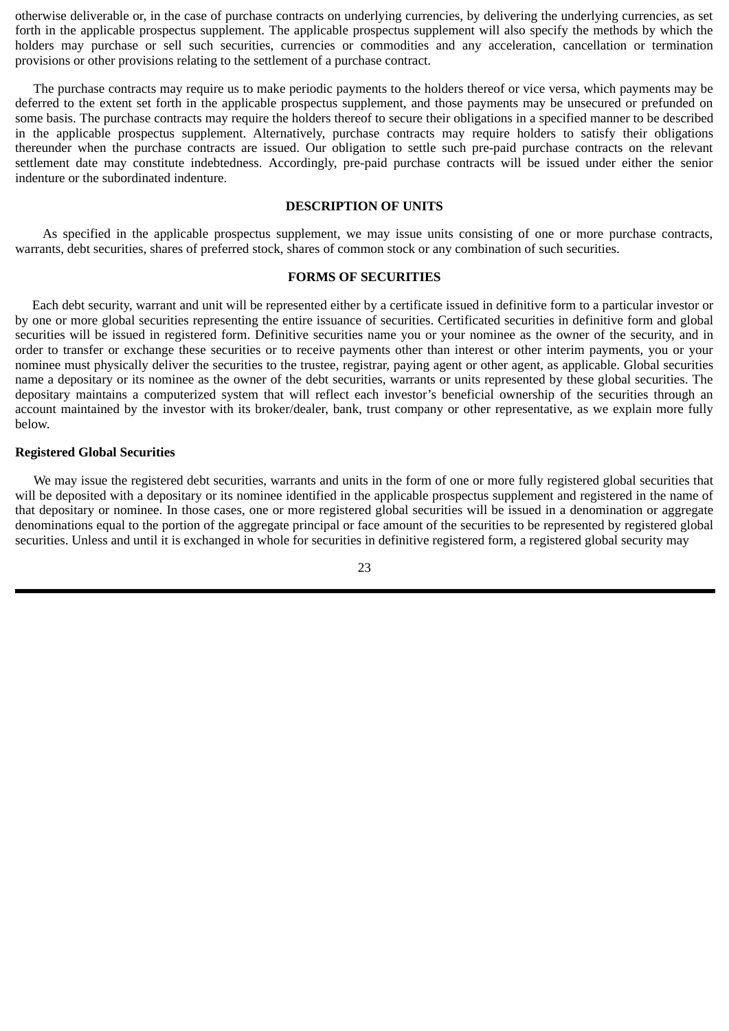otherwise deliverable or, in the case of purchase contracts on underlying currencies, by delivering the underlying currencies, as set forth in the applicable prospectus supplement. The applicable prospectus supplement will also specify the methods by which the holders may purchase or sell such securities, currencies or commodities and any acceleration, cancellation or termination provisions or other provisions relating to the settlement of a purchase contract.

The purchase contracts may require us to make periodic payments to the holders thereof or vice versa, which payments may be deferred to the extent set forth in the applicable prospectus supplement, and those payments may be unsecured or prefunded on some basis. The purchase contracts may require the holders thereof to secure their obligations in a specified manner to be described in the applicable prospectus supplement. Alternatively, purchase contracts may require holders to satisfy their obligations thereunder when the purchase contracts are issued. Our obligation to settle such pre-paid purchase contracts on the relevant settlement date may constitute indebtedness. Accordingly, pre-paid purchase contracts will be issued under either the senior indenture or the subordinated indenture.

## DESCRIPTION OF UNITS

As specified in the applicable prospectus supplement, we may issue units consisting of one or more purchase contracts, warrants, debt securities, shares of preferred stock, shares of common stock or any combination of such securities.

## FORMS OF SECURITIES

Each debt security, warrant and unit will be represented either by a certificate issued in definitive form to a particular investor or by one or more global securities representing the entire issuance of securities. Certificated securities in definitive form and global securities will be issued in registered form. Definitive securities name you or your nominee as the owner of the security, and in order to transfer or exchange these securities or to receive payments other than interest or other interim payments, you or your nominee must physically deliver the securities to the trustee, registrar, paying agent or other agent, as applicable. Global securities name a depositary or its nominee as the owner of the debt securities, warrants or units represented by these global securities. The depositary maintains a computerized system that will reflect each investor's beneficial ownership of the securities through an account maintained by the investor with its broker/dealer, bank, trust company or other representative, as we explain more fully below.

### Registered Global Securities

We may issue the registered debt securities, warrants and units in the form of one or more fully registered global securities that will be deposited with a depositary or its nominee identified in the applicable prospectus supplement and registered in the name of that depositary or nominee. In those cases, one or more registered global securities will be issued in a denomination or aggregate denominations equal to the portion of the aggregate principal or face amount of the securities to be represented by registered global securities. Unless and until it is exchanged in whole for securities in definitive registered form, a registered global security may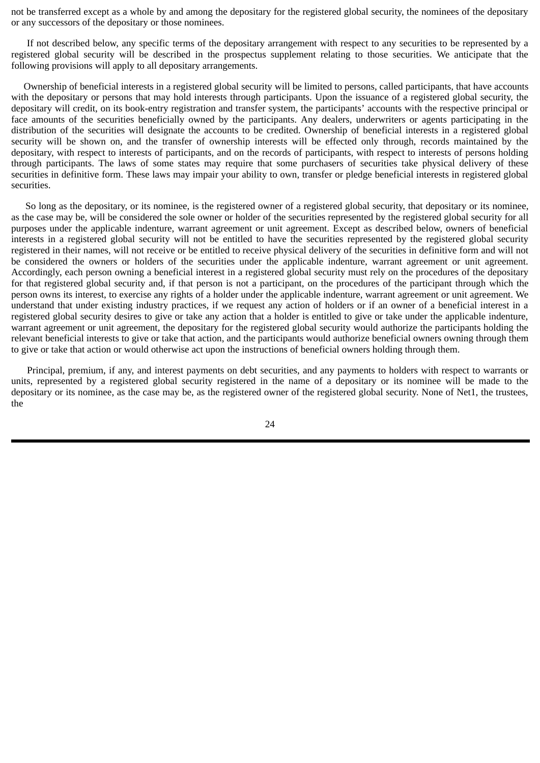not be transferred except as a whole by and among the depositary for the registered global security, the nominees of the depositary or any successors of the depositary or those nominees.

If not described below, any specific terms of the depositary arrangement with respect to any securities to be represented by a registered global security will be described in the prospectus supplement relating to those securities. We anticipate that the following provisions will apply to all depositary arrangements.

Ownership of beneficial interests in a registered global security will be limited to persons, called participants, that have accounts with the depositary or persons that may hold interests through participants. Upon the issuance of a registered global security, the depositary will credit, on its book-entry registration and transfer system, the participants' accounts with the respective principal or face amounts of the securities beneficially owned by the participants. Any dealers, underwriters or agents participating in the distribution of the securities will designate the accounts to be credited. Ownership of beneficial interests in a registered global security will be shown on, and the transfer of ownership interests will be effected only through, records maintained by the depositary, with respect to interests of participants, and on the records of participants, with respect to interests of persons holding through participants. The laws of some states may require that some purchasers of securities take physical delivery of these securities in definitive form. These laws may impair your ability to own, transfer or pledge beneficial interests in registered global securities.

So long as the depositary, or its nominee, is the registered owner of a registered global security, that depositary or its nominee, as the case may be, will be considered the sole owner or holder of the securities represented by the registered global security for all purposes under the applicable indenture, warrant agreement or unit agreement. Except as described below, owners of beneficial interests in a registered global security will not be entitled to have the securities represented by the registered global security registered in their names, will not receive or be entitled to receive physical delivery of the securities in definitive form and will not be considered the owners or holders of the securities under the applicable indenture, warrant agreement or unit agreement. Accordingly, each person owning a beneficial interest in a registered global security must rely on the procedures of the depositary for that registered global security and, if that person is not a participant, on the procedures of the participant through which the person owns its interest, to exercise any rights of a holder under the applicable indenture, warrant agreement or unit agreement. We understand that under existing industry practices, if we request any action of holders or if an owner of a beneficial interest in a registered global security desires to give or take any action that a holder is entitled to give or take under the applicable indenture, warrant agreement or unit agreement, the depositary for the registered global security would authorize the participants holding the relevant beneficial interests to give or take that action, and the participants would authorize beneficial owners owning through them to give or take that action or would otherwise act upon the instructions of beneficial owners holding through them.

Principal, premium, if any, and interest payments on debt securities, and any payments to holders with respect to warrants or units, represented by a registered global security registered in the name of a depositary or its nominee will be made to the depositary or its nominee, as the case may be, as the registered owner of the registered global security. None of Net1, the trustees, the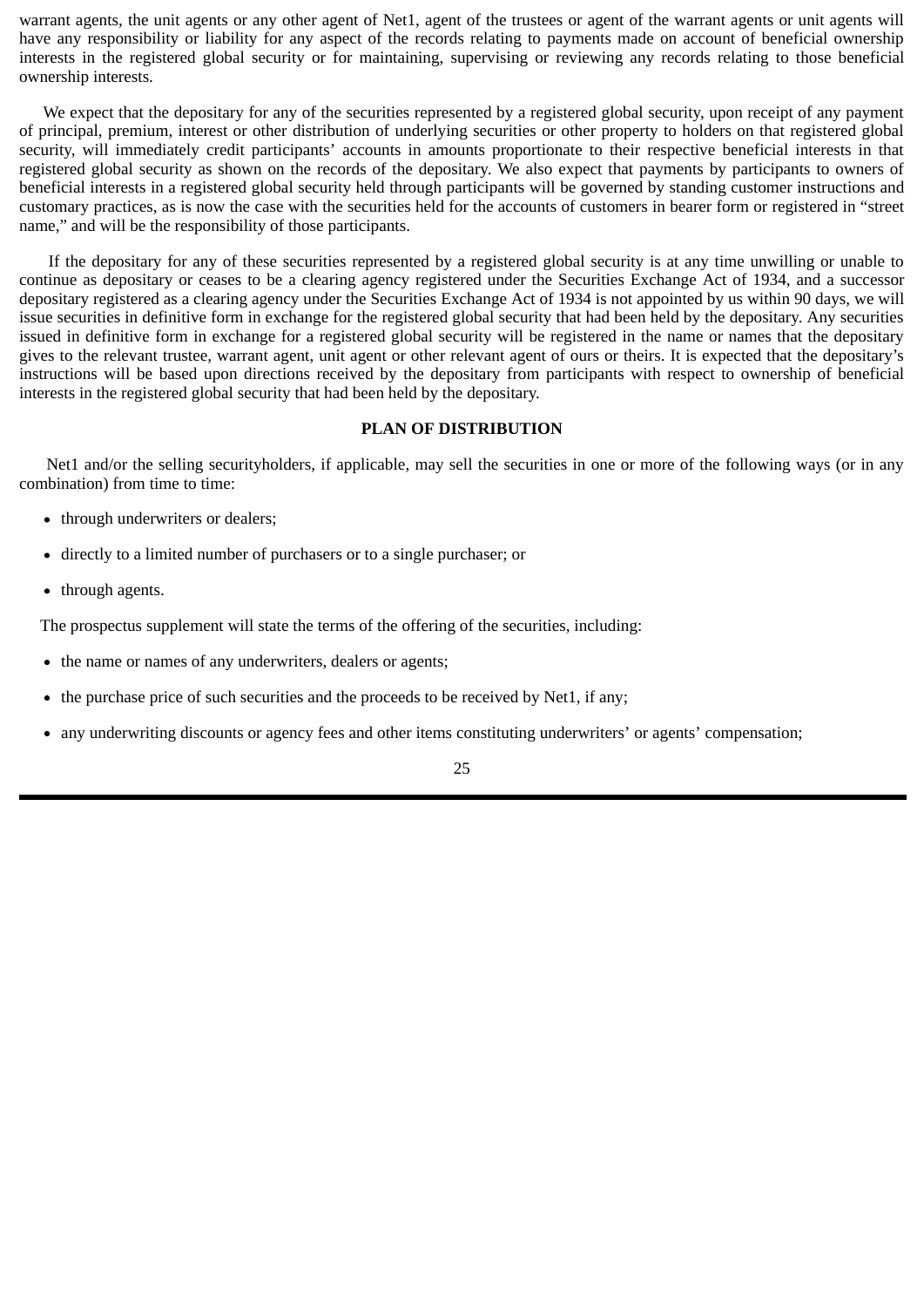warrant agents, the unit agents or any other agent of Net1, agent of the trustees or agent of the warrant agents or unit agents will have any responsibility or liability for any aspect of the records relating to payments made on account of beneficial ownership interests in the registered global security or for maintaining, supervising or reviewing any records relating to those beneficial ownership interests.

We expect that the depositary for any of the securities represented by a registered global security, upon receipt of any payment of principal, premium, interest or other distribution of underlying securities or other property to holders on that registered global security, will immediately credit participants' accounts in amounts proportionate to their respective beneficial interests in that registered global security as shown on the records of the depositary. We also expect that payments by participants to owners of beneficial interests in a registered global security held through participants will be governed by standing customer instructions and customary practices, as is now the case with the securities held for the accounts of customers in bearer form or registered in "street name," and will be the responsibility of those participants.

If the depositary for any of these securities represented by a registered global security is at any time unwilling or unable to continue as depositary or ceases to be a clearing agency registered under the Securities Exchange Act of 1934, and a successor depositary registered as a clearing agency under the Securities Exchange Act of 1934 is not appointed by us within 90 days, we will issue securities in definitive form in exchange for the registered global security that had been held by the depositary. Any securities issued in definitive form in exchange for a registered global security will be registered in the name or names that the depositary gives to the relevant trustee, warrant agent, unit agent or other relevant agent of ours or theirs. It is expected that the depositary's instructions will be based upon directions received by the depositary from participants with respect to ownership of beneficial interests in the registered global security that had been held by the depositary.

## PLAN OF DISTRIBUTION

Net1 and/or the selling securityholders, if applicable, may sell the securities in one or more of the following ways (or in any combination) from time to time:

- through underwriters or dealers;
- directly to a limited number of purchasers or to a single purchaser; or
- through agents.

The prospectus supplement will state the terms of the offering of the securities, including:

- the name or names of any underwriters, dealers or agents;
- the purchase price of such securities and the proceeds to be received by Net1, if any;
- any underwriting discounts or agency fees and other items constituting underwriters' or agents' compensation;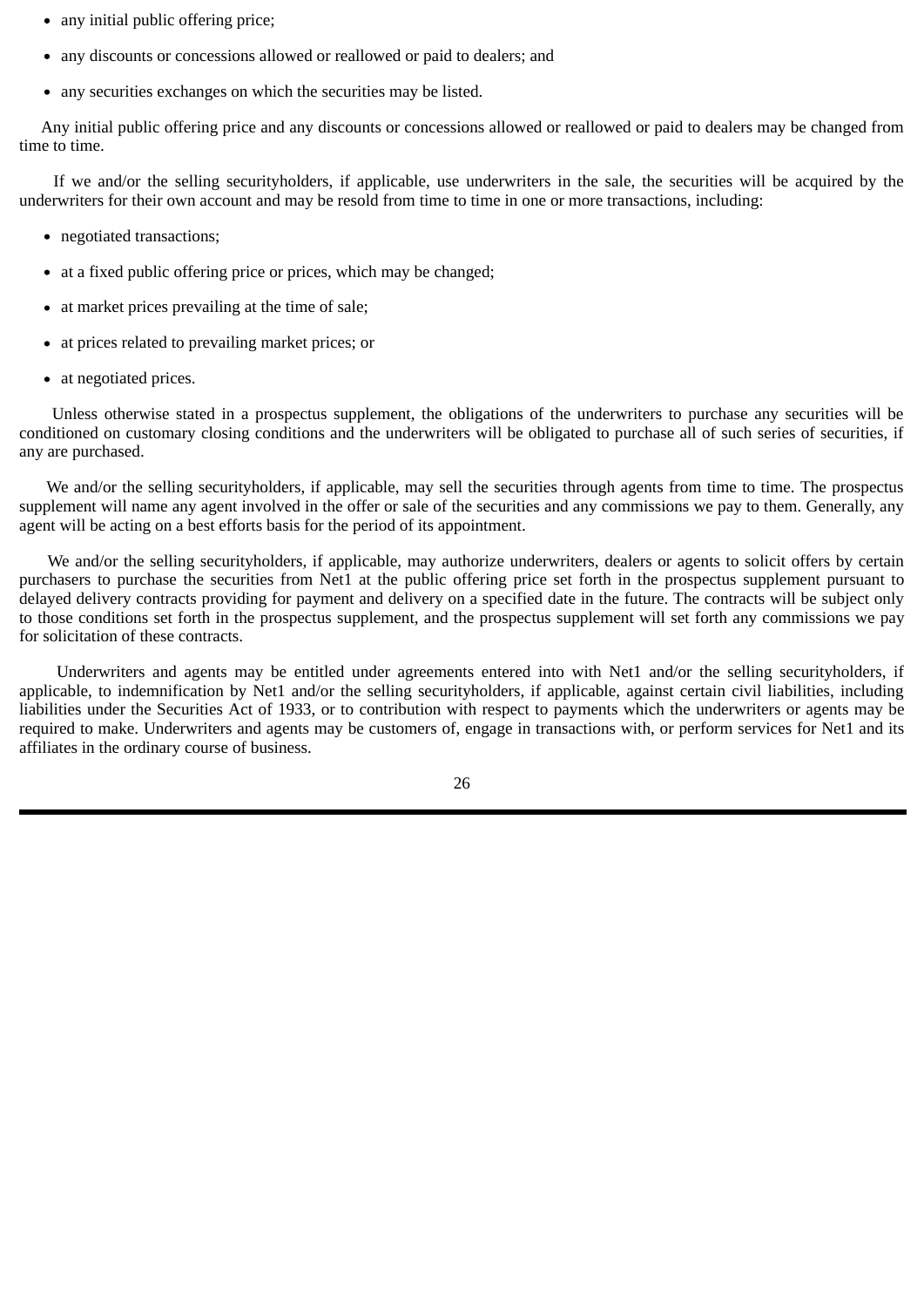- any initial public offering price;
- any discounts or concessions allowed or reallowed or paid to dealers; and
- any securities exchanges on which the securities may be listed.

Any initial public offering price and any discounts or concessions allowed or reallowed or paid to dealers may be changed from time to time.

If we and/or the selling securityholders, if applicable, use underwriters in the sale, the securities will be acquired by the underwriters for their own account and may be resold from time to time in one or more transactions, including:

- negotiated transactions;
- at a fixed public offering price or prices, which may be changed;
- at market prices prevailing at the time of sale;
- at prices related to prevailing market prices; or
- at negotiated prices.

Unless otherwise stated in a prospectus supplement, the obligations of the underwriters to purchase any securities will be conditioned on customary closing conditions and the underwriters will be obligated to purchase all of such series of securities, if any are purchased.

We and/or the selling securityholders, if applicable, may sell the securities through agents from time to time. The prospectus supplement will name any agent involved in the offer or sale of the securities and any commissions we pay to them. Generally, any agent will be acting on a best efforts basis for the period of its appointment.

We and/or the selling securityholders, if applicable, may authorize underwriters, dealers or agents to solicit offers by certain purchasers to purchase the securities from Net1 at the public offering price set forth in the prospectus supplement pursuant to delayed delivery contracts providing for payment and delivery on a specified date in the future. The contracts will be subject only to those conditions set forth in the prospectus supplement, and the prospectus supplement will set forth any commissions we pay for solicitation of these contracts.

Underwriters and agents may be entitled under agreements entered into with Net1 and/or the selling securityholders, if applicable, to indemnification by Net1 and/or the selling securityholders, if applicable, against certain civil liabilities, including liabilities under the Securities Act of 1933, or to contribution with respect to payments which the underwriters or agents may be required to make. Underwriters and agents may be customers of, engage in transactions with, or perform services for Net1 and its affiliates in the ordinary course of business.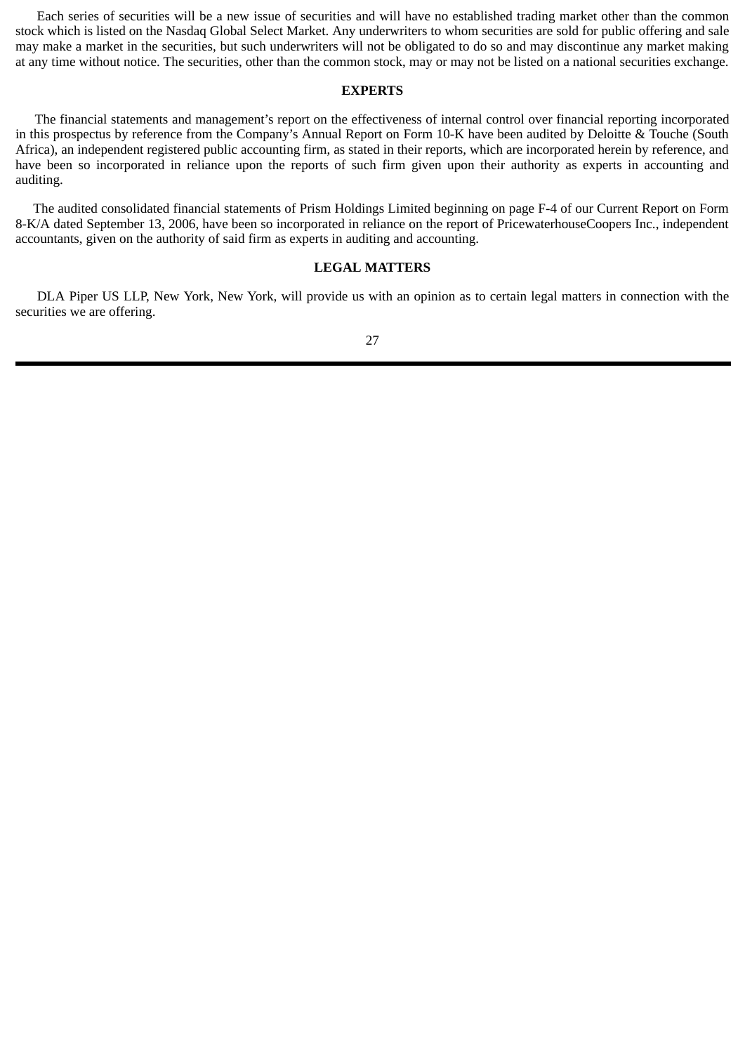Each series of securities will be a new issue of securities and will have no established trading market other than the common stock which is listed on the Nasdaq Global Select Market. Any underwriters to whom securities are sold for public offering and sale may make a market in the securities, but such underwriters will not be obligated to do so and may discontinue any market making at any time without notice. The securities, other than the common stock, may or may not be listed on a national securities exchange.

## EXPERTS

The financial statements and management's report on the effectiveness of internal control over financial reporting incorporated in this prospectus by reference from the Company's Annual Report on Form 10-K have been audited by Deloitte & Touche (South Africa), an independent registered public accounting firm, as stated in their reports, which are incorporated herein by reference, and have been so incorporated in reliance upon the reports of such firm given upon their authority as experts in accounting and auditing.

The audited consolidated financial statements of Prism Holdings Limited beginning on page F-4 of our Current Report on Form 8-K/A dated September 13, 2006, have been so incorporated in reliance on the report of PricewaterhouseCoopers Inc., independent accountants, given on the authority of said firm as experts in auditing and accounting.

## LEGAL MATTERS

DLA Piper US LLP, New York, New York, will provide us with an opinion as to certain legal matters in connection with the securities we are offering.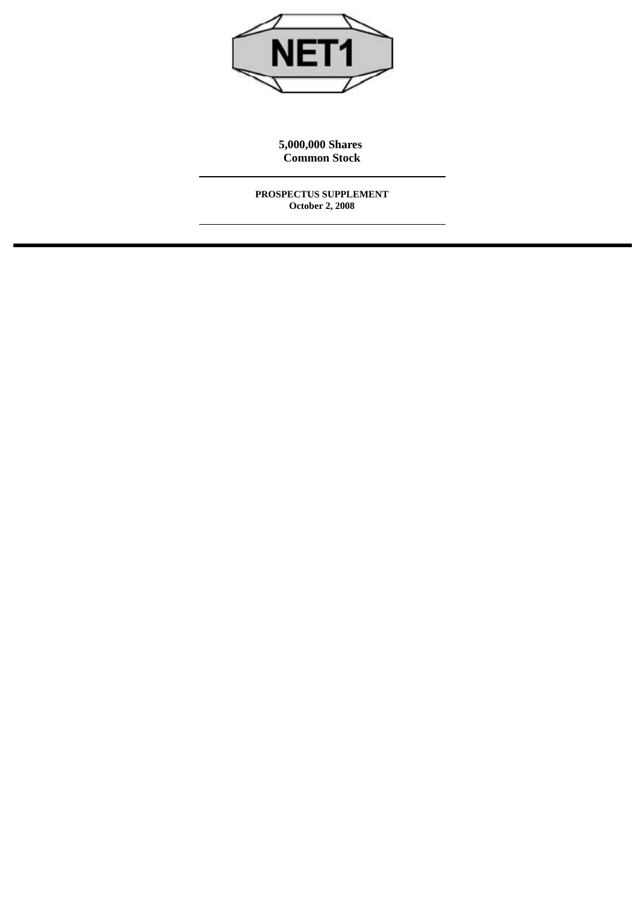NET1

**5,000,000 Shares**
**Common Stock**

---

**PROSPECTUS SUPPLEMENT**
**October 2, 2008**

---